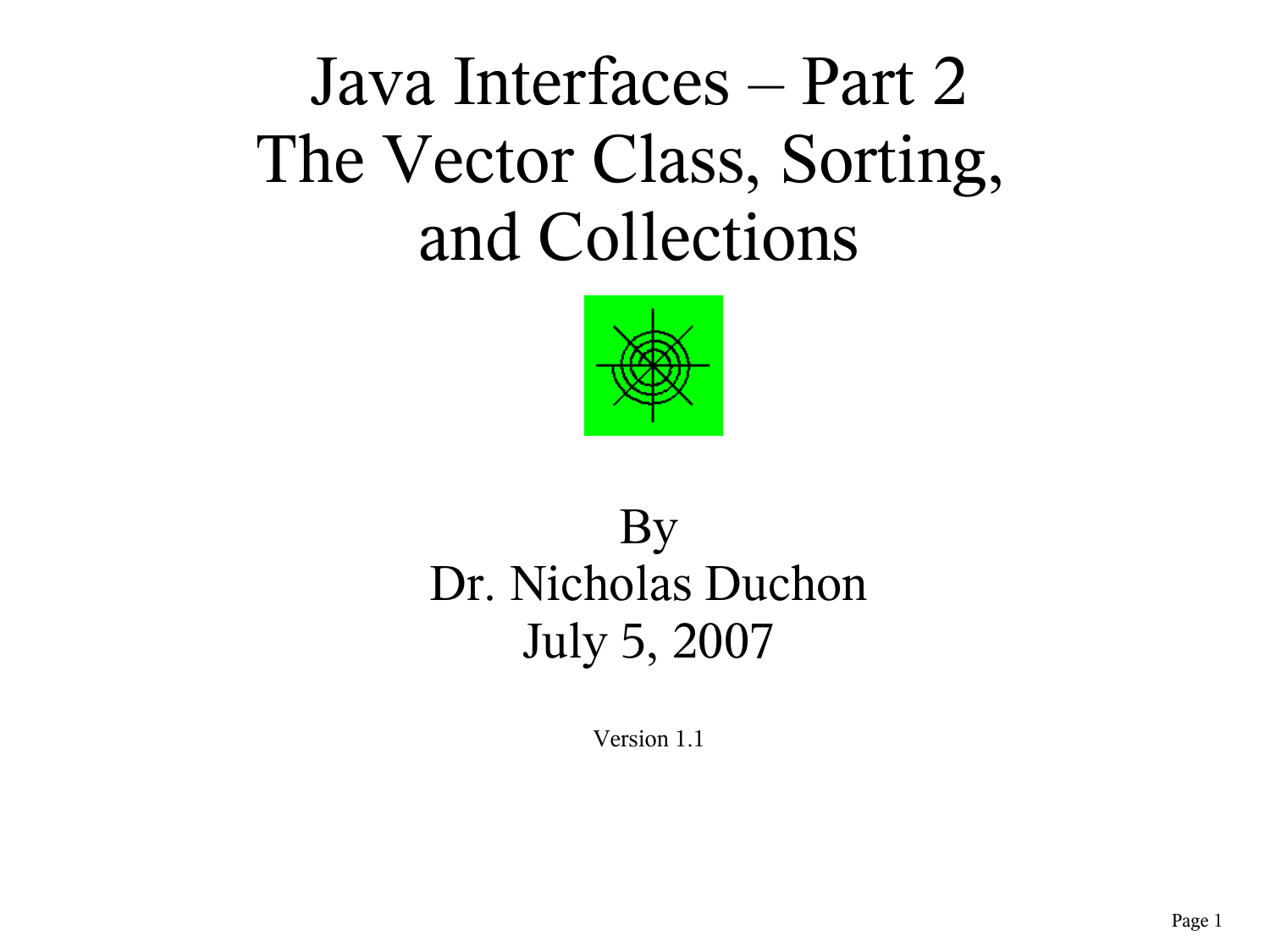# Java Interfaces – Part 2
# The Vector Class, Sorting, and Collections

By
Dr. Nicholas Duchon
July 5, 2007

Version 1.1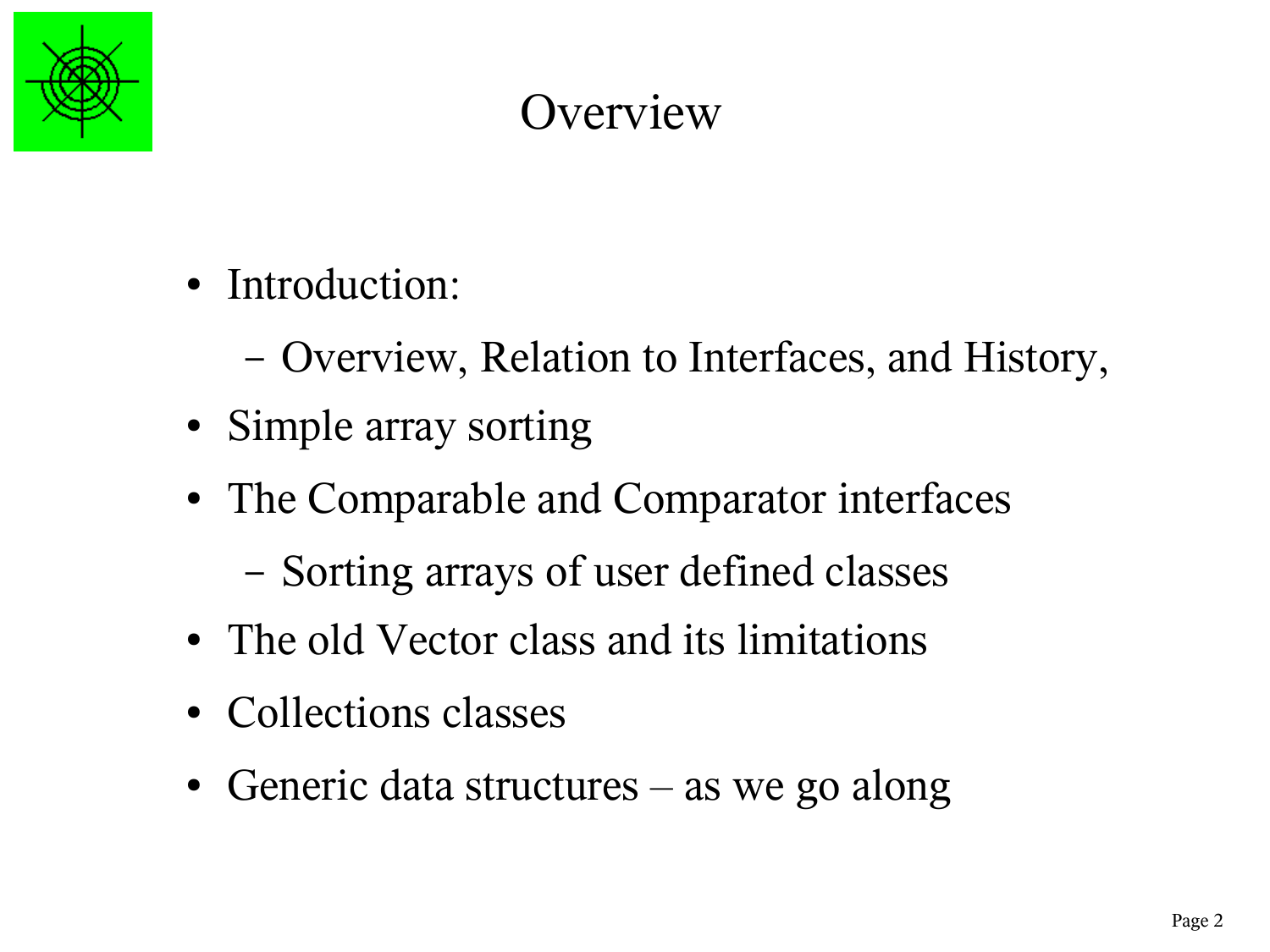# Overview

- Introduction:
  - Overview, Relation to Interfaces, and History,
- Simple array sorting
- The Comparable and Comparator interfaces
  - Sorting arrays of user defined classes
- The old Vector class and its limitations
- Collections classes
- Generic data structures – as we go along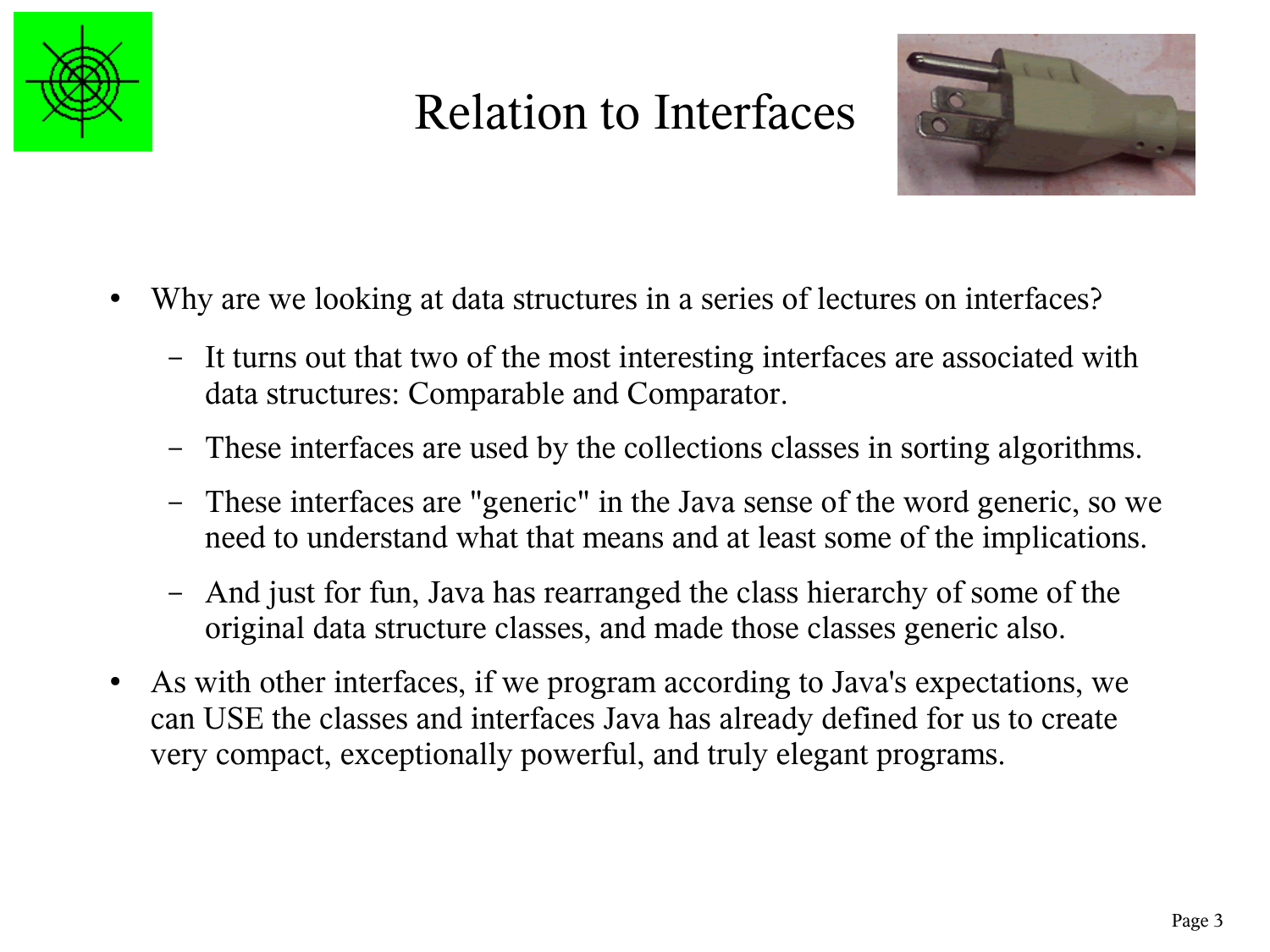# Relation to Interfaces

- Why are we looking at data structures in a series of lectures on interfaces?
  - It turns out that two of the most interesting interfaces are associated with data structures: Comparable and Comparator.
  - These interfaces are used by the collections classes in sorting algorithms.
  - These interfaces are "generic" in the Java sense of the word generic, so we need to understand what that means and at least some of the implications.
  - And just for fun, Java has rearranged the class hierarchy of some of the original data structure classes, and made those classes generic also.
- As with other interfaces, if we program according to Java's expectations, we can USE the classes and interfaces Java has already defined for us to create very compact, exceptionally powerful, and truly elegant programs.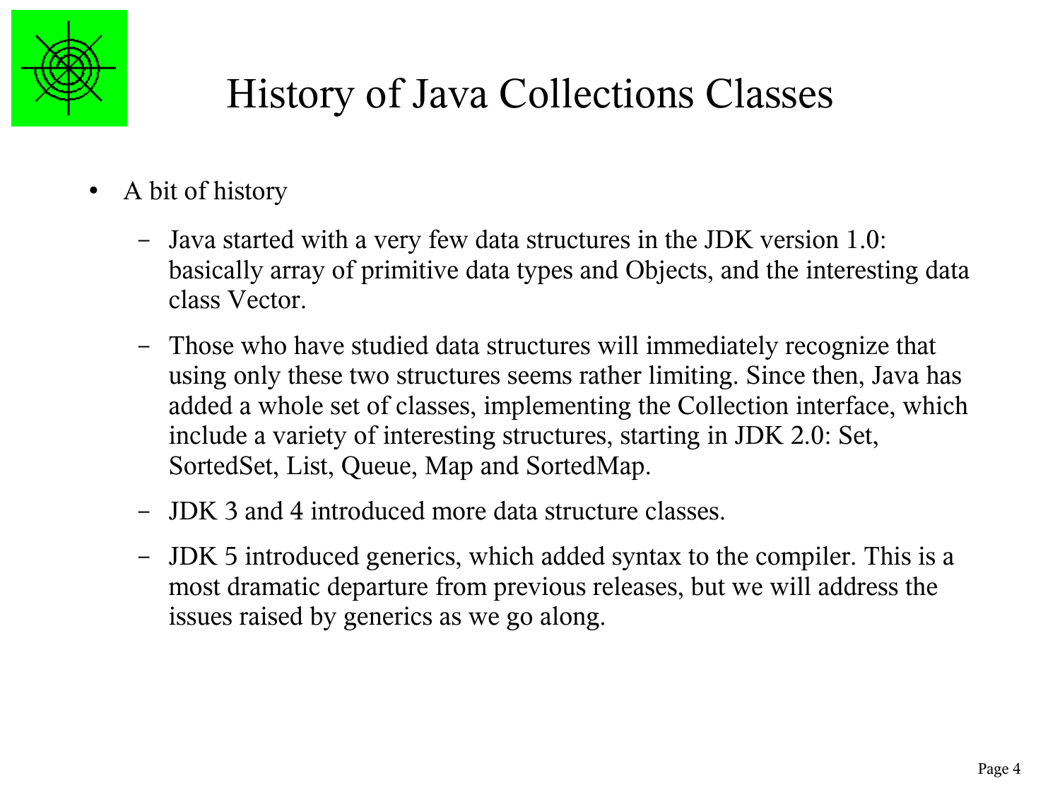# History of Java Collections Classes

- A bit of history
  - Java started with a very few data structures in the JDK version 1.0: basically array of primitive data types and Objects, and the interesting data class Vector.
  - Those who have studied data structures will immediately recognize that using only these two structures seems rather limiting. Since then, Java has added a whole set of classes, implementing the Collection interface, which include a variety of interesting structures, starting in JDK 2.0: Set, SortedSet, List, Queue, Map and SortedMap.
  - JDK 3 and 4 introduced more data structure classes.
  - JDK 5 introduced generics, which added syntax to the compiler. This is a most dramatic departure from previous releases, but we will address the issues raised by generics as we go along.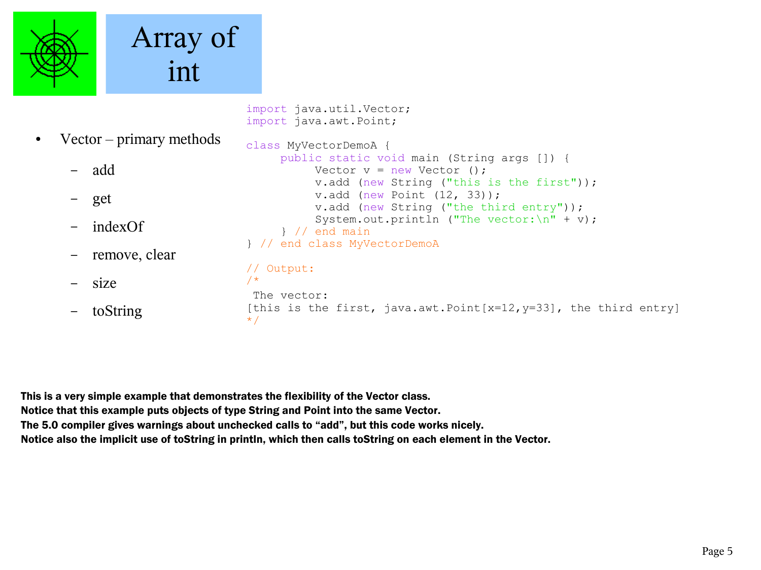# Array of int

- Vector – primary methods
  - add
  - get
  - indexOf
  - remove, clear
  - size
  - toString

```
import java.util.Vector;
import java.awt.Point;

class MyVectorDemoA {
     public static void main (String args []) {
          Vector v = new Vector ();
          v.add (new String ("this is the first"));
          v.add (new Point (12, 33));
          v.add (new String ("the third entry"));
          System.out.println ("The vector:\n" + v);
     } // end main
} // end class MyVectorDemoA

// Output:
/*
 The vector:
[this is the first, java.awt.Point[x=12,y=33], the third entry]
*/
```

**This is a very simple example that demonstrates the flexibility of the Vector class.**
**Notice that this example puts objects of type String and Point into the same Vector.**
**The 5.0 compiler gives warnings about unchecked calls to "add", but this code works nicely.**
**Notice also the implicit use of toString in println, which then calls toString on each element in the Vector.**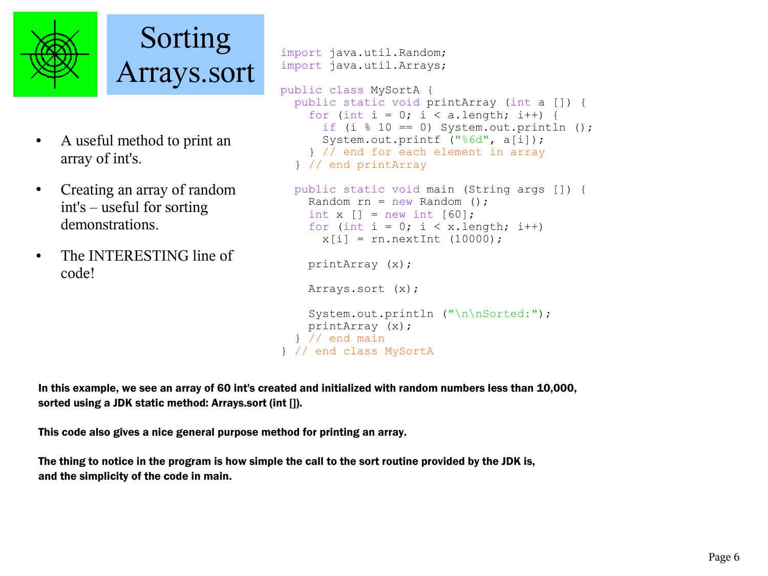# Sorting Arrays.sort

- A useful method to print an array of int's.
- Creating an array of random int's – useful for sorting demonstrations.
- The INTERESTING line of code!

```
import java.util.Random;
import java.util.Arrays;

public class MySortA {
  public static void printArray (int a []) {
    for (int i = 0; i < a.length; i++) {
      if (i % 10 == 0) System.out.println ();
      System.out.printf ("%6d", a[i]);
    } // end for each element in array
  } // end printArray

  public static void main (String args []) {
    Random rn = new Random ();
    int x [] = new int [60];
    for (int i = 0; i < x.length; i++)
      x[i] = rn.nextInt (10000);

    printArray (x);

    Arrays.sort (x);

    System.out.println ("\n\nSorted:");
    printArray (x);
  } // end main
} // end class MySortA
```

**In this example, we see an array of 60 int's created and initialized with random numbers less than 10,000, sorted using a JDK static method: Arrays.sort (int []).**

**This code also gives a nice general purpose method for printing an array.**

**The thing to notice in the program is how simple the call to the sort routine provided by the JDK is, and the simplicity of the code in main.**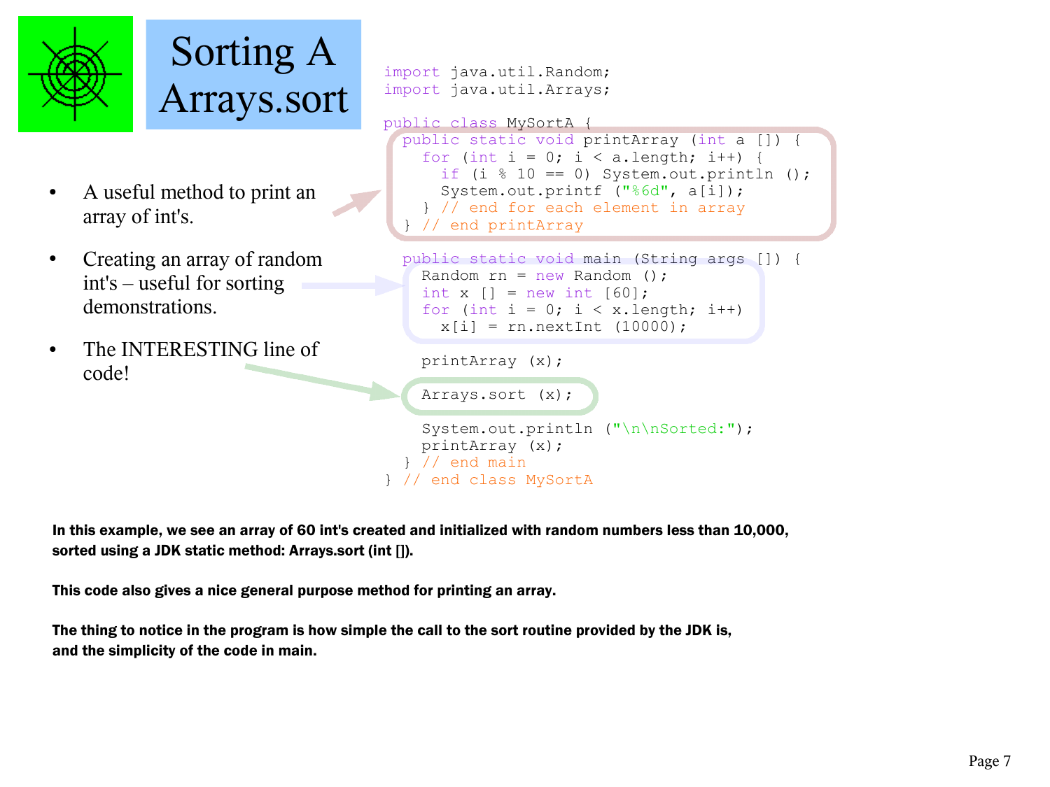# Sorting A Arrays.sort

- A useful method to print an array of int's.
- Creating an array of random int's – useful for sorting demonstrations.
- The INTERESTING line of code!

```java
import java.util.Random;
import java.util.Arrays;

public class MySortA {
  public static void printArray (int a []) {
    for (int i = 0; i < a.length; i++) {
      if (i % 10 == 0) System.out.println ();
      System.out.printf ("%6d", a[i]);
    } // end for each element in array
  } // end printArray

  public static void main (String args []) {
    Random rn = new Random ();
    int x [] = new int [60];
    for (int i = 0; i < x.length; i++)
      x[i] = rn.nextInt (10000);

    printArray (x);

    Arrays.sort (x);

    System.out.println ("\n\nSorted:");
    printArray (x);
  } // end main
} // end class MySortA
```

**In this example, we see an array of 60 int's created and initialized with random numbers less than 10,000, sorted using a JDK static method: Arrays.sort (int []).**

**This code also gives a nice general purpose method for printing an array.**

**The thing to notice in the program is how simple the call to the sort routine provided by the JDK is, and the simplicity of the code in main.**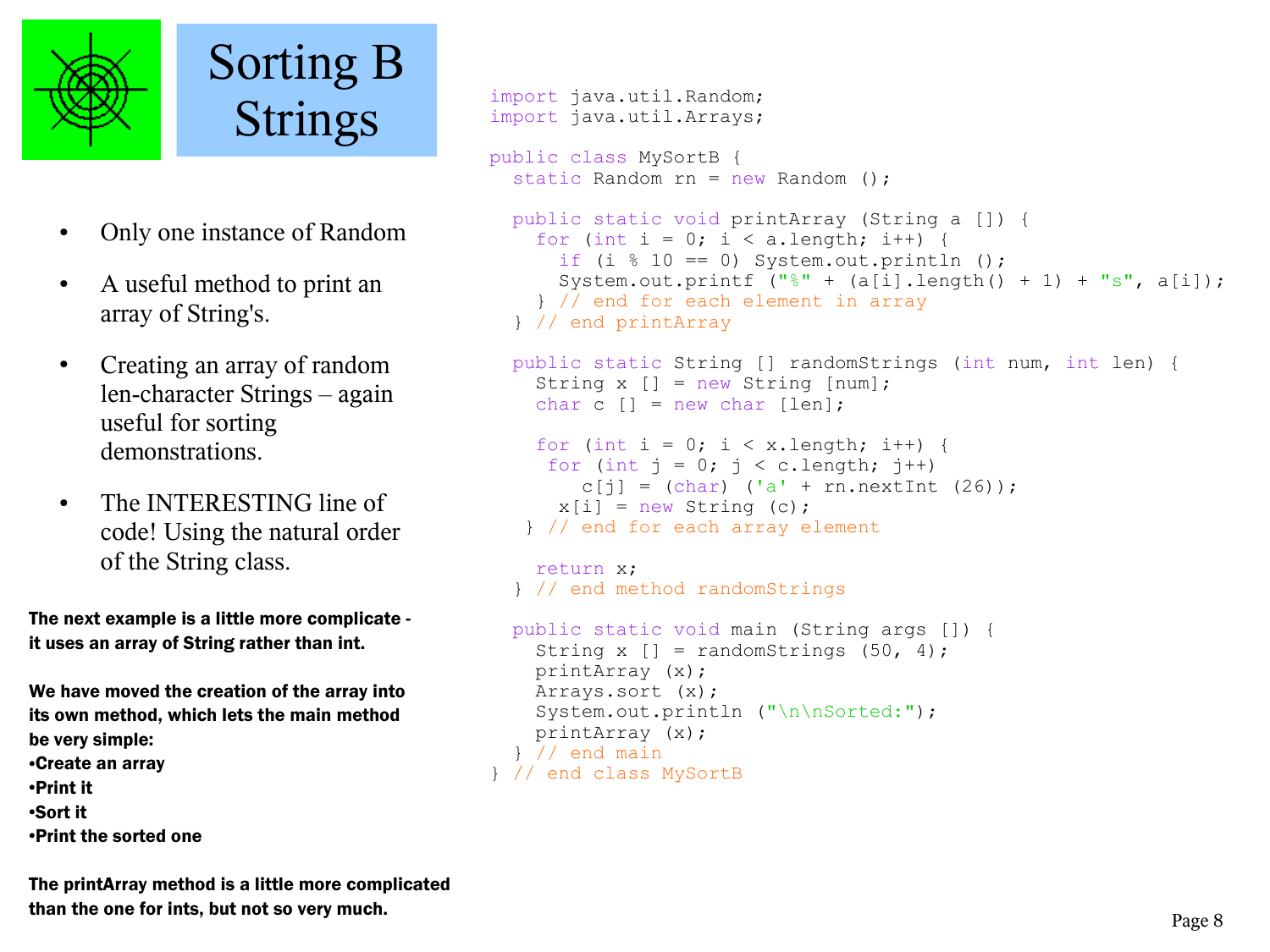# Sorting B Strings

- Only one instance of Random
- A useful method to print an array of String's.
- Creating an array of random len-character Strings – again useful for sorting demonstrations.
- The INTERESTING line of code! Using the natural order of the String class.

**The next example is a little more complicate - it uses an array of String rather than int.**

**We have moved the creation of the array into its own method, which lets the main method be very simple:**
**•Create an array**
**•Print it**
**•Sort it**
**•Print the sorted one**

**The printArray method is a little more complicated than the one for ints, but not so very much.**

```java
import java.util.Random;
import java.util.Arrays;

public class MySortB {
  static Random rn = new Random ();

  public static void printArray (String a []) {
    for (int i = 0; i < a.length; i++) {
      if (i % 10 == 0) System.out.println ();
      System.out.printf ("%" + (a[i].length() + 1) + "s", a[i]);
    } // end for each element in array
  } // end printArray

  public static String [] randomStrings (int num, int len) {
    String x [] = new String [num];
    char c [] = new char [len];

    for (int i = 0; i < x.length; i++) {
     for (int j = 0; j < c.length; j++)
        c[j] = (char) ('a' + rn.nextInt (26));
      x[i] = new String (c);
   } // end for each array element

    return x;
  } // end method randomStrings

  public static void main (String args []) {
    String x [] = randomStrings (50, 4);
    printArray (x);
    Arrays.sort (x);
    System.out.println ("\n\nSorted:");
    printArray (x);
  } // end main
} // end class MySortB
```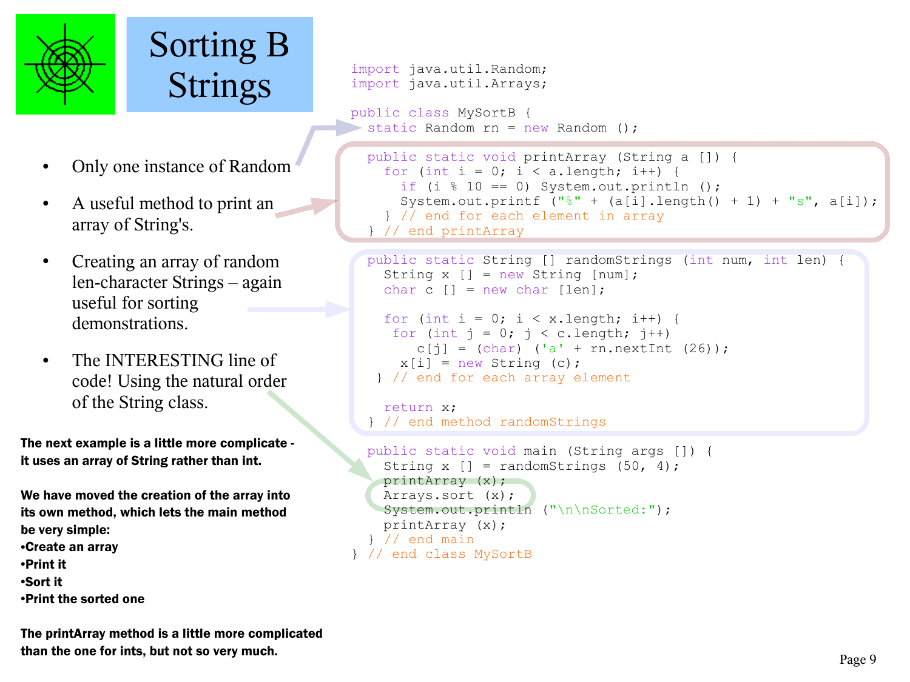# Sorting B Strings

- Only one instance of Random
- A useful method to print an array of String's.
- Creating an array of random len-character Strings – again useful for sorting demonstrations.
- The INTERESTING line of code! Using the natural order of the String class.

```java
import java.util.Random;
import java.util.Arrays;

public class MySortB {
  static Random rn = new Random ();

  public static void printArray (String a []) {
    for (int i = 0; i < a.length; i++) {
      if (i % 10 == 0) System.out.println ();
      System.out.printf ("%" + (a[i].length() + 1) + "s", a[i]);
    } // end for each element in array
  } // end printArray

  public static String [] randomStrings (int num, int len) {
    String x [] = new String [num];
    char c [] = new char [len];

    for (int i = 0; i < x.length; i++) {
     for (int j = 0; j < c.length; j++)
        c[j] = (char) ('a' + rn.nextInt (26));
      x[i] = new String (c);
   } // end for each array element

    return x;
  } // end method randomStrings

  public static void main (String args []) {
    String x [] = randomStrings (50, 4);
    printArray (x);
    Arrays.sort (x);
    System.out.println ("\n\nSorted:");
    printArray (x);
  } // end main
} // end class MySortB
```

**The next example is a little more complicate - it uses an array of String rather than int.**

**We have moved the creation of the array into its own method, which lets the main method be very simple:**
**•Create an array**
**•Print it**
**•Sort it**
**•Print the sorted one**

**The printArray method is a little more complicated than the one for ints, but not so very much.**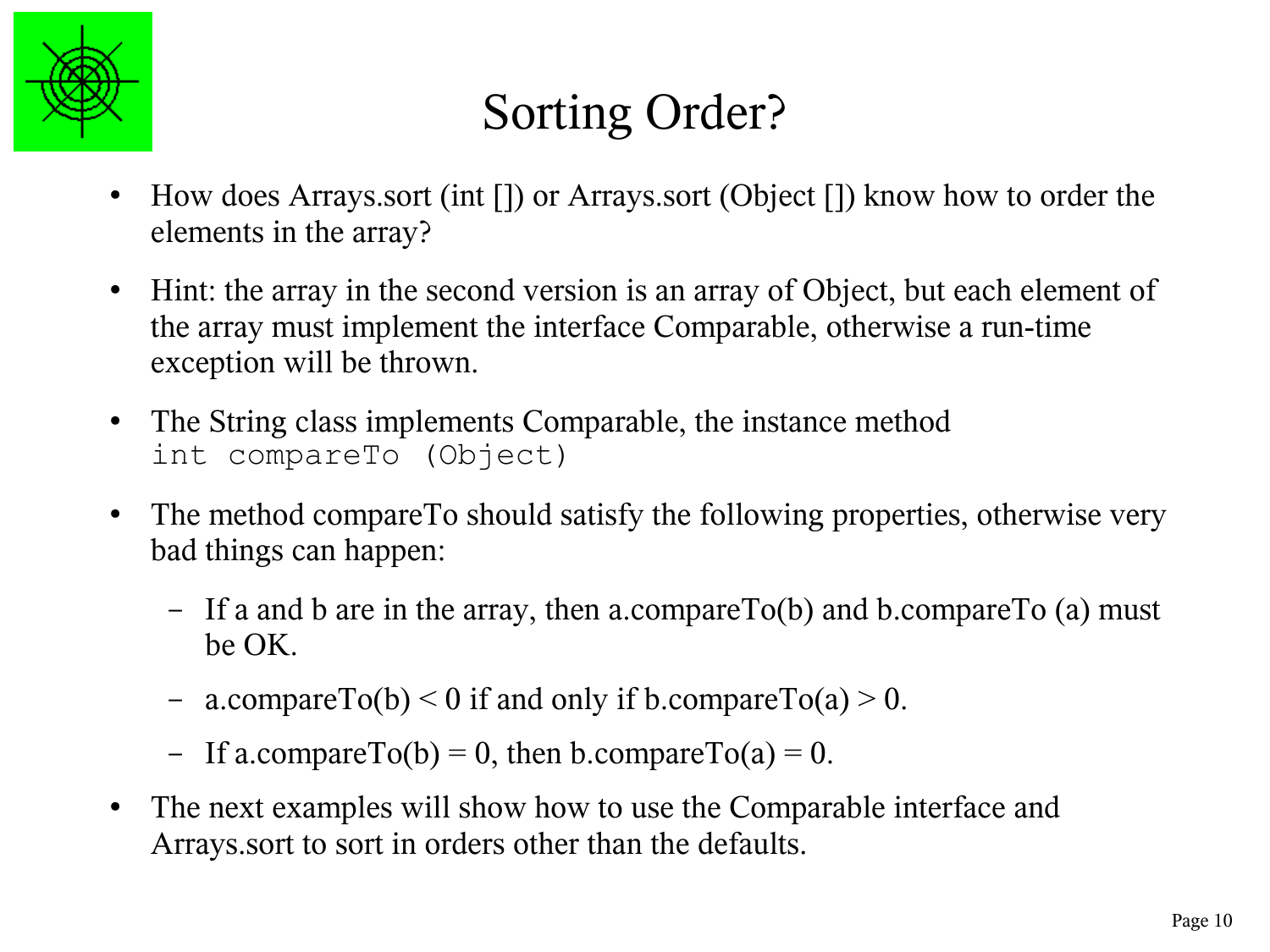# Sorting Order?

- How does Arrays.sort (int []) or Arrays.sort (Object []) know how to order the elements in the array?
- Hint: the array in the second version is an array of Object, but each element of the array must implement the interface Comparable, otherwise a run-time exception will be thrown.
- The String class implements Comparable, the instance method `int compareTo (Object)`
- The method compareTo should satisfy the following properties, otherwise very bad things can happen:
  - If a and b are in the array, then a.compareTo(b) and b.compareTo (a) must be OK.
  - a.compareTo(b) < 0 if and only if b.compareTo(a) > 0.
  - If a.compareTo(b) = 0, then b.compareTo(a) = 0.
- The next examples will show how to use the Comparable interface and Arrays.sort to sort in orders other than the defaults.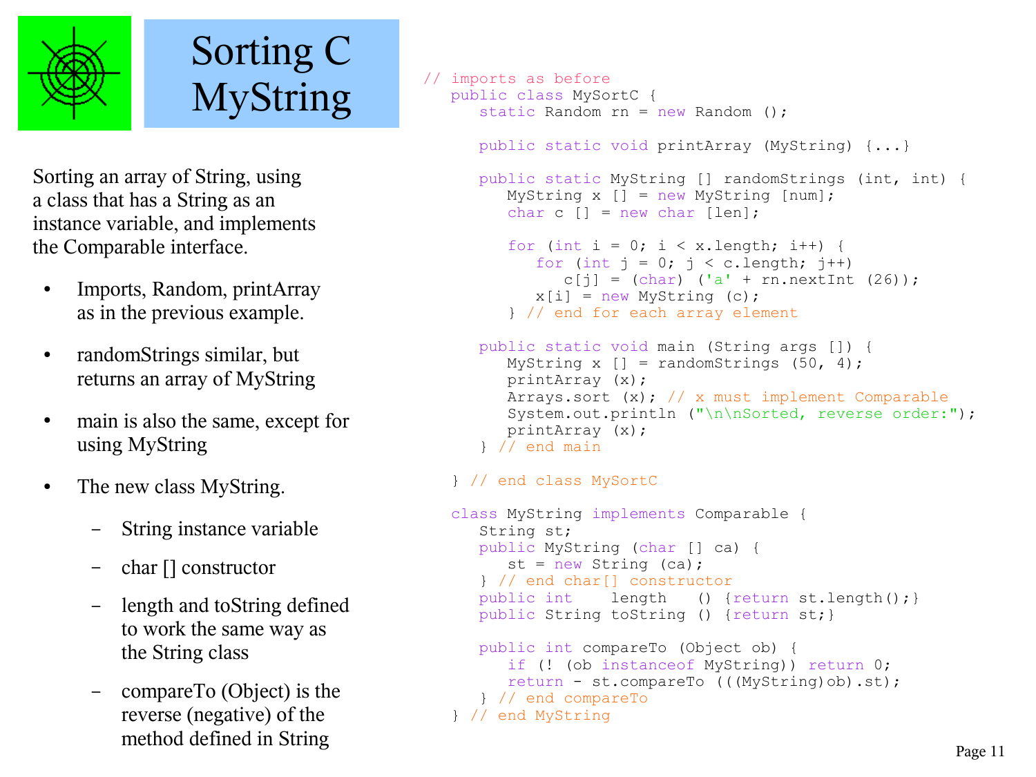# Sorting C MyString

Sorting an array of String, using a class that has a String as an instance variable, and implements the Comparable interface.

- Imports, Random, printArray as in the previous example.
- randomStrings similar, but returns an array of MyString
- main is also the same, except for using MyString
- The new class MyString.
  - String instance variable
  - char [] constructor
  - length and toString defined to work the same way as the String class
  - compareTo (Object) is the reverse (negative) of the method defined in String

```
// imports as before
   public class MySortC {
      static Random rn = new Random ();

      public static void printArray (MyString) {...}

      public static MyString [] randomStrings (int, int) {
         MyString x [] = new MyString [num];
         char c [] = new char [len];

         for (int i = 0; i < x.length; i++) {
            for (int j = 0; j < c.length; j++)
               c[j] = (char) ('a' + rn.nextInt (26));
            x[i] = new MyString (c);
         } // end for each array element

      public static void main (String args []) {
         MyString x [] = randomStrings (50, 4);
         printArray (x);
         Arrays.sort (x); // x must implement Comparable
         System.out.println ("\n\nSorted, reverse order:");
         printArray (x);
      } // end main

   } // end class MySortC

   class MyString implements Comparable {
      String st;
      public MyString (char [] ca) {
         st = new String (ca);
      } // end char[] constructor
      public int    length   () {return st.length();}
      public String toString () {return st;}

      public int compareTo (Object ob) {
         if (! (ob instanceof MyString)) return 0;
         return - st.compareTo (((MyString)ob).st);
      } // end compareTo
   } // end MyString
```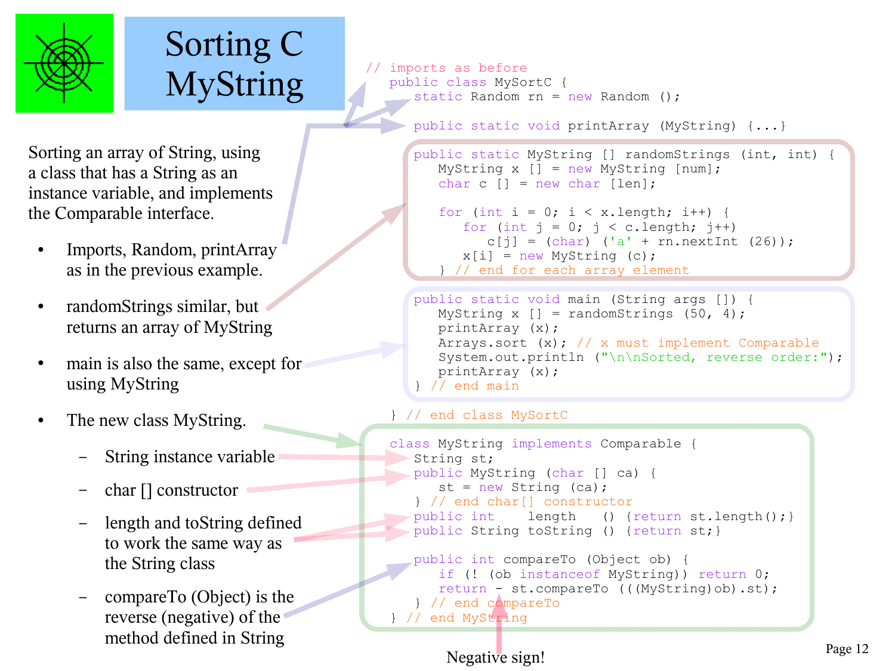# Sorting C MyString

Sorting an array of String, using a class that has a String as an instance variable, and implements the Comparable interface.

- Imports, Random, printArray as in the previous example.
- randomStrings similar, but returns an array of MyString
- main is also the same, except for using MyString
- The new class MyString.
  - String instance variable
  - char [] constructor
  - length and toString defined to work the same way as the String class
  - compareTo (Object) is the reverse (negative) of the method defined in String

```
// imports as before
public class MySortC {
   static Random rn = new Random ();

   public static void printArray (MyString) {...}

   public static MyString [] randomStrings (int, int) {
      MyString x [] = new MyString [num];
      char c [] = new char [len];

      for (int i = 0; i < x.length; i++) {
         for (int j = 0; j < c.length; j++)
            c[j] = (char) ('a' + rn.nextInt (26));
         x[i] = new MyString (c);
      } // end for each array element

   public static void main (String args []) {
      MyString x [] = randomStrings (50, 4);
      printArray (x);
      Arrays.sort (x); // x must implement Comparable
      System.out.println ("\n\nSorted, reverse order:");
      printArray (x);
   } // end main

} // end class MySortC

class MyString implements Comparable {
   String st;
   public MyString (char [] ca) {
      st = new String (ca);
   } // end char[] constructor
   public int    length   () {return st.length();}
   public String toString () {return st;}

   public int compareTo (Object ob) {
      if (! (ob instanceof MyString)) return 0;
      return - st.compareTo (((MyString)ob).st);
   } // end compareTo
} // end MyString
```

Negative sign!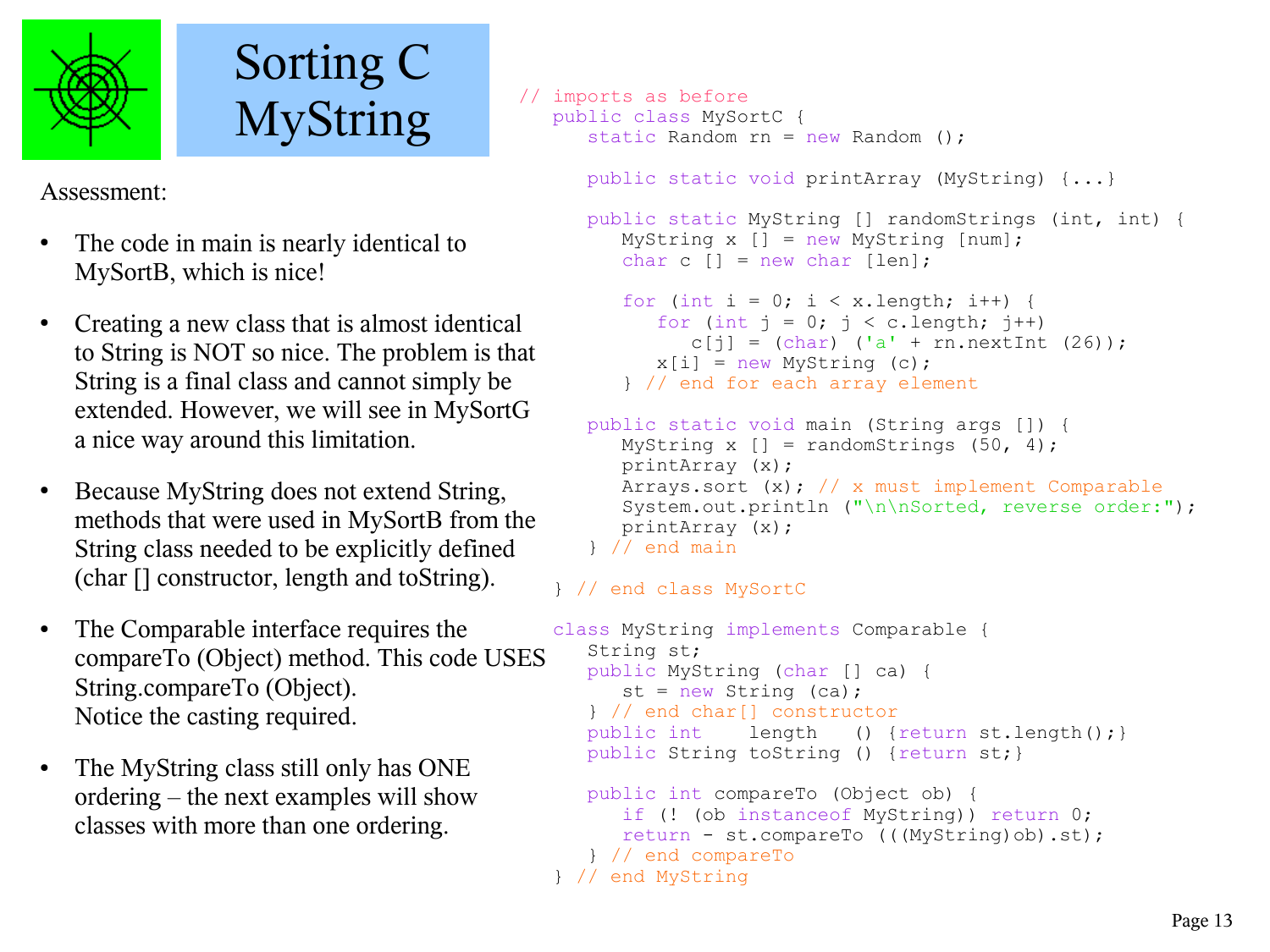# Sorting C
# MyString

Assessment:

- The code in main is nearly identical to MySortB, which is nice!
- Creating a new class that is almost identical to String is NOT so nice. The problem is that String is a final class and cannot simply be extended. However, we will see in MySortG a nice way around this limitation.
- Because MyString does not extend String, methods that were used in MySortB from the String class needed to be explicitly defined (char [] constructor, length and toString).
- The Comparable interface requires the compareTo (Object) method. This code USES String.compareTo (Object). Notice the casting required.
- The MyString class still only has ONE ordering – the next examples will show classes with more than one ordering.

```
// imports as before
   public class MySortC {
      static Random rn = new Random ();

      public static void printArray (MyString) {...}

      public static MyString [] randomStrings (int, int) {
         MyString x [] = new MyString [num];
         char c [] = new char [len];

         for (int i = 0; i < x.length; i++) {
            for (int j = 0; j < c.length; j++)
               c[j] = (char) ('a' + rn.nextInt (26));
            x[i] = new MyString (c);
         } // end for each array element

      public static void main (String args []) {
         MyString x [] = randomStrings (50, 4);
         printArray (x);
         Arrays.sort (x); // x must implement Comparable
         System.out.println ("\n\nSorted, reverse order:");
         printArray (x);
      } // end main

   } // end class MySortC

   class MyString implements Comparable {
      String st;
      public MyString (char [] ca) {
         st = new String (ca);
      } // end char[] constructor
      public int    length   () {return st.length();}
      public String toString () {return st;}

      public int compareTo (Object ob) {
         if (! (ob instanceof MyString)) return 0;
         return - st.compareTo (((MyString)ob).st);
      } // end compareTo
   } // end MyString
```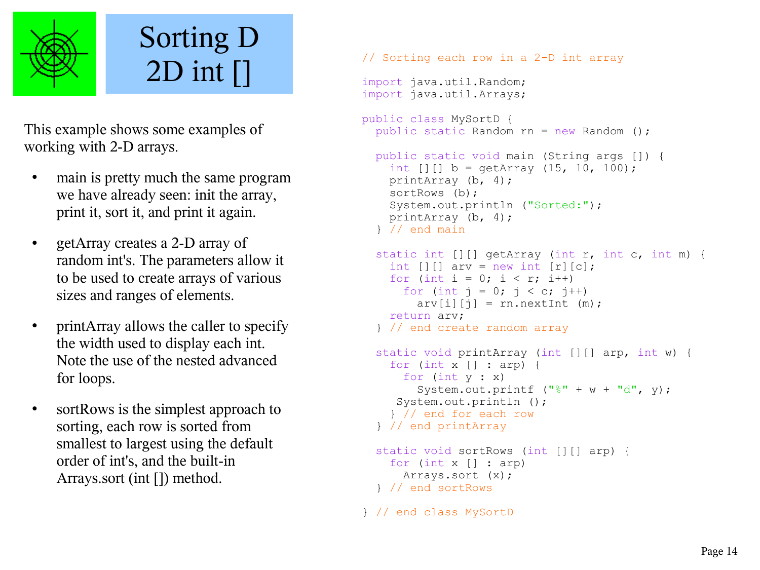# Sorting D 2D int []

This example shows some examples of working with 2-D arrays.

- main is pretty much the same program we have already seen: init the array, print it, sort it, and print it again.
- getArray creates a 2-D array of random int's. The parameters allow it to be used to create arrays of various sizes and ranges of elements.
- printArray allows the caller to specify the width used to display each int. Note the use of the nested advanced for loops.
- sortRows is the simplest approach to sorting, each row is sorted from smallest to largest using the default order of int's, and the built-in Arrays.sort (int []) method.

```
// Sorting each row in a 2-D int array

import java.util.Random;
import java.util.Arrays;

public class MySortD {
  public static Random rn = new Random ();

  public static void main (String args []) {
    int [][] b = getArray (15, 10, 100);
    printArray (b, 4);
    sortRows (b);
    System.out.println ("Sorted:");
    printArray (b, 4);
  } // end main

  static int [][] getArray (int r, int c, int m) {
    int [][] arv = new int [r][c];
    for (int i = 0; i < r; i++)
      for (int j = 0; j < c; j++)
        arv[i][j] = rn.nextInt (m);
    return arv;
  } // end create random array

  static void printArray (int [][] arp, int w) {
    for (int x [] : arp) {
      for (int y : x)
        System.out.printf ("%" + w + "d", y);
     System.out.println ();
    } // end for each row
  } // end printArray

  static void sortRows (int [][] arp) {
    for (int x [] : arp)
      Arrays.sort (x);
  } // end sortRows

} // end class MySortD
```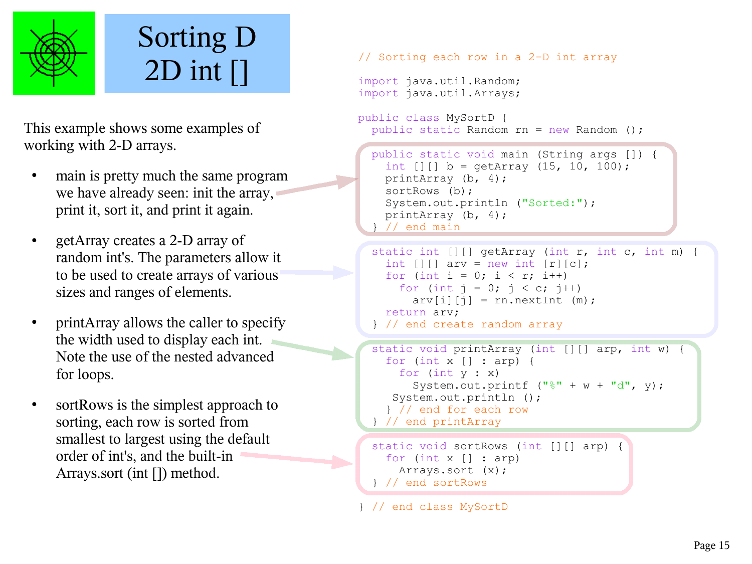# Sorting D 2D int []

This example shows some examples of working with 2-D arrays.

- main is pretty much the same program we have already seen: init the array, print it, sort it, and print it again.
- getArray creates a 2-D array of random int's. The parameters allow it to be used to create arrays of various sizes and ranges of elements.
- printArray allows the caller to specify the width used to display each int. Note the use of the nested advanced for loops.
- sortRows is the simplest approach to sorting, each row is sorted from smallest to largest using the default order of int's, and the built-in Arrays.sort (int []) method.

```java
// Sorting each row in a 2-D int array

import java.util.Random;
import java.util.Arrays;

public class MySortD {
  public static Random rn = new Random ();

  public static void main (String args []) {
    int [][] b = getArray (15, 10, 100);
    printArray (b, 4);
    sortRows (b);
    System.out.println ("Sorted:");
    printArray (b, 4);
  } // end main

  static int [][] getArray (int r, int c, int m) {
    int [][] arv = new int [r][c];
    for (int i = 0; i < r; i++)
      for (int j = 0; j < c; j++)
        arv[i][j] = rn.nextInt (m);
    return arv;
  } // end create random array

  static void printArray (int [][] arp, int w) {
    for (int x [] : arp) {
      for (int y : x)
        System.out.printf ("%" + w + "d", y);
     System.out.println ();
    } // end for each row
  } // end printArray

  static void sortRows (int [][] arp) {
    for (int x [] : arp)
      Arrays.sort (x);
  } // end sortRows

} // end class MySortD
```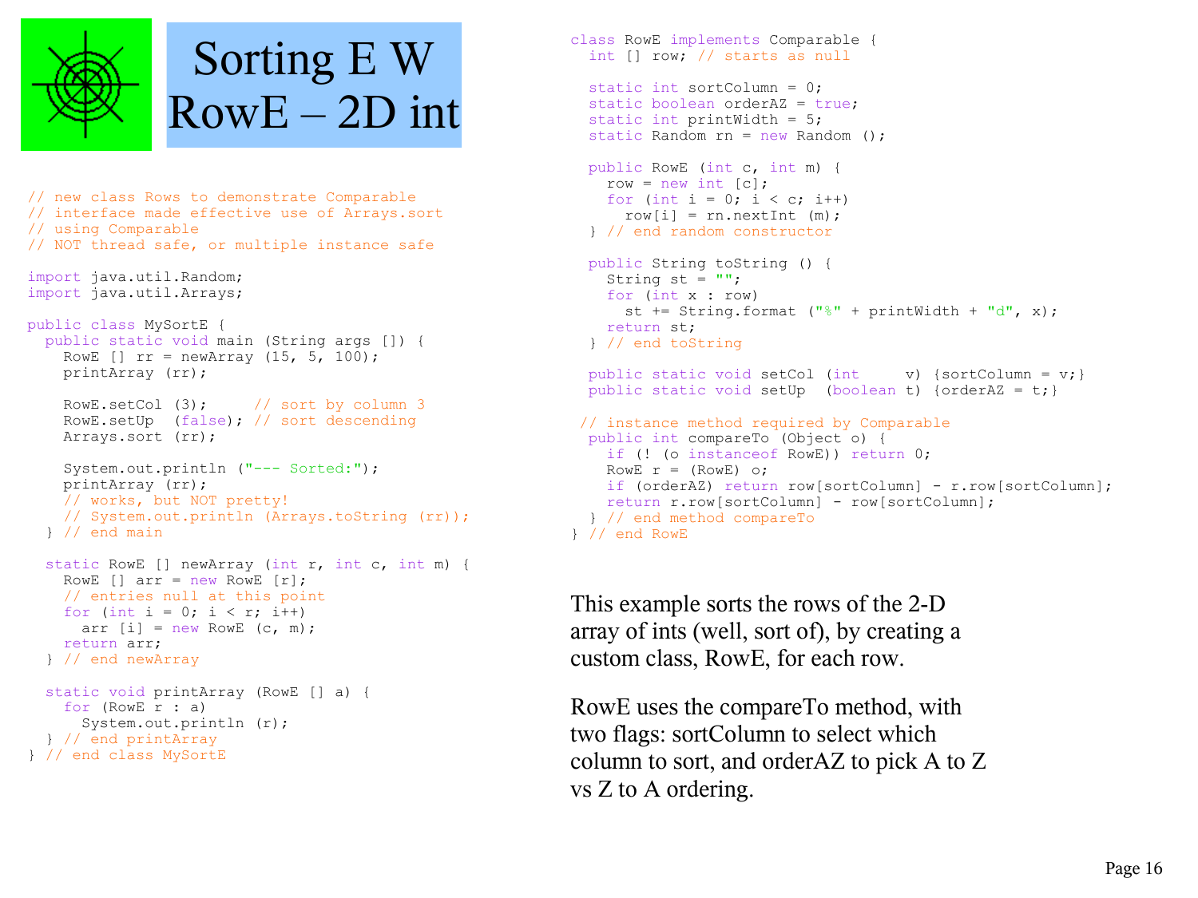# Sorting E W RowE – 2D int

```java
// new class Rows to demonstrate Comparable
// interface made effective use of Arrays.sort
// using Comparable
// NOT thread safe, or multiple instance safe

import java.util.Random;
import java.util.Arrays;

public class MySortE {
  public static void main (String args []) {
    RowE [] rr = newArray (15, 5, 100);
    printArray (rr);

    RowE.setCol (3);     // sort by column 3
    RowE.setUp  (false); // sort descending
    Arrays.sort (rr);

    System.out.println ("--- Sorted:");
    printArray (rr);
    // works, but NOT pretty!
    // System.out.println (Arrays.toString (rr));
  } // end main

  static RowE [] newArray (int r, int c, int m) {
    RowE [] arr = new RowE [r];
    // entries null at this point
    for (int i = 0; i < r; i++)
      arr [i] = new RowE (c, m);
    return arr;
  } // end newArray

  static void printArray (RowE [] a) {
    for (RowE r : a)
      System.out.println (r);
  } // end printArray
} // end class MySortE
```

```java
class RowE implements Comparable {
  int [] row; // starts as null

  static int sortColumn = 0;
  static boolean orderAZ = true;
  static int printWidth = 5;
  static Random rn = new Random ();

  public RowE (int c, int m) {
    row = new int [c];
    for (int i = 0; i < c; i++)
      row[i] = rn.nextInt (m);
  } // end random constructor

  public String toString () {
    String st = "";
    for (int x : row)
      st += String.format ("%" + printWidth + "d", x);
    return st;
  } // end toString

  public static void setCol  (int     v) {sortColumn = v;}
  public static void setUp   (boolean t) {orderAZ = t;}

 // instance method required by Comparable
  public int compareTo (Object o) {
    if (! (o instanceof RowE)) return 0;
    RowE r = (RowE) o;
    if (orderAZ) return row[sortColumn] - r.row[sortColumn];
    return r.row[sortColumn] - row[sortColumn];
  } // end method compareTo
} // end RowE
```

This example sorts the rows of the 2-D array of ints (well, sort of), by creating a custom class, RowE, for each row.

RowE uses the compareTo method, with two flags: sortColumn to select which column to sort, and orderAZ to pick A to Z vs Z to A ordering.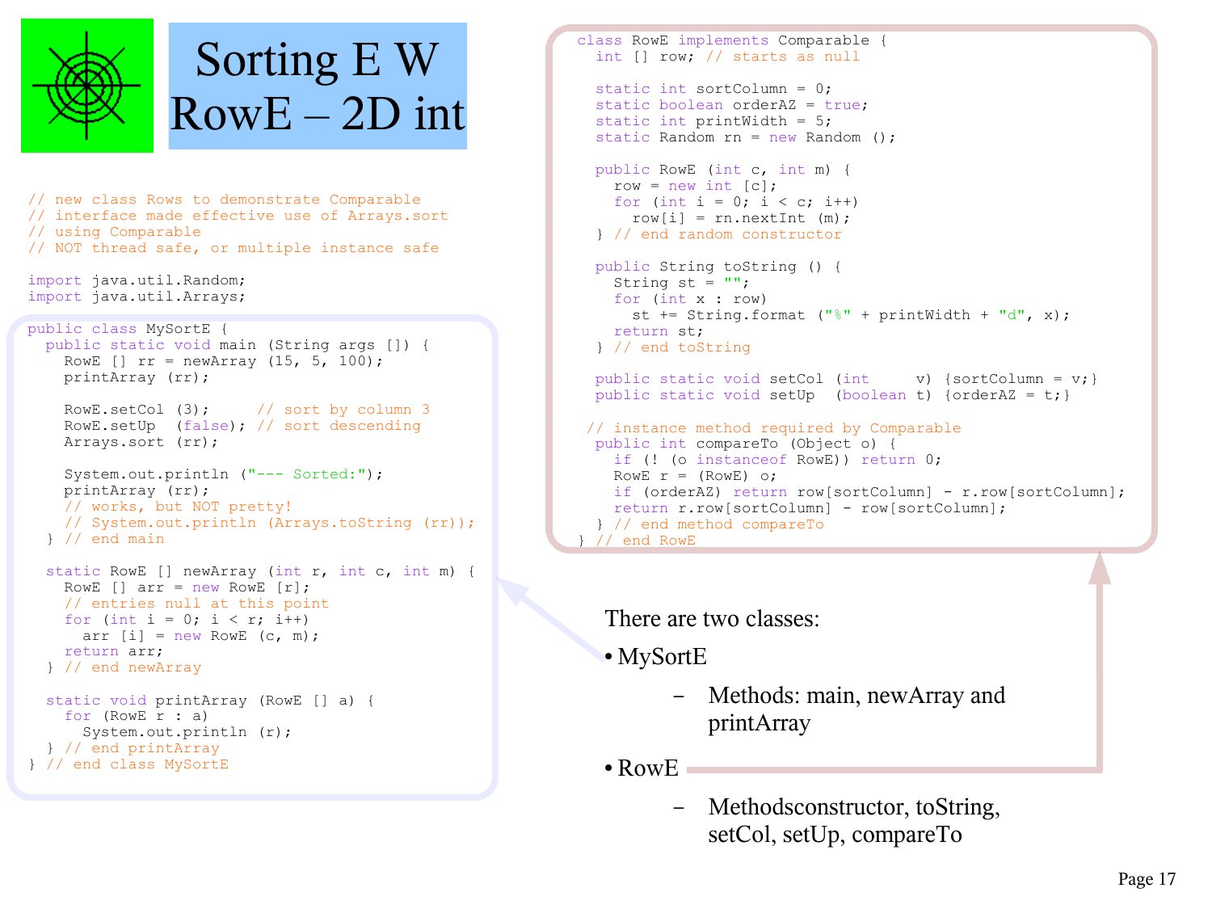# Sorting E W RowE – 2D int

```java
// new class Rows to demonstrate Comparable
// interface made effective use of Arrays.sort
// using Comparable
// NOT thread safe, or multiple instance safe

import java.util.Random;
import java.util.Arrays;

public class MySortE {
  public static void main (String args []) {
    RowE [] rr = newArray (15, 5, 100);
    printArray (rr);

    RowE.setCol (3);      // sort by column 3
    RowE.setUp  (false); // sort descending
    Arrays.sort (rr);

    System.out.println ("--- Sorted:");
    printArray (rr);
    // works, but NOT pretty!
    // System.out.println (Arrays.toString (rr));
  } // end main

  static RowE [] newArray (int r, int c, int m) {
    RowE [] arr = new RowE [r];
    // entries null at this point
    for (int i = 0; i < r; i++)
      arr [i] = new RowE (c, m);
    return arr;
  } // end newArray

  static void printArray (RowE [] a) {
    for (RowE r : a)
      System.out.println (r);
  } // end printArray
} // end class MySortE
```

```java
class RowE implements Comparable {
  int [] row; // starts as null

  static int sortColumn = 0;
  static boolean orderAZ = true;
  static int printWidth = 5;
  static Random rn = new Random ();

  public RowE (int c, int m) {
    row = new int [c];
    for (int i = 0; i < c; i++)
      row[i] = rn.nextInt (m);
  } // end random constructor

  public String toString () {
    String st = "";
    for (int x : row)
      st += String.format ("%" + printWidth + "d", x);
    return st;
  } // end toString

  public static void setCol (int     v) {sortColumn = v;}
  public static void setUp  (boolean t) {orderAZ = t;}

 // instance method required by Comparable
  public int compareTo (Object o) {
    if (! (o instanceof RowE)) return 0;
    RowE r = (RowE) o;
    if (orderAZ) return row[sortColumn] - r.row[sortColumn];
    return r.row[sortColumn] - row[sortColumn];
  } // end method compareTo
} // end RowE
```

There are two classes:

- MySortE
  - Methods: main, newArray and printArray
- RowE
  - Methodsconstructor, toString, setCol, setUp, compareTo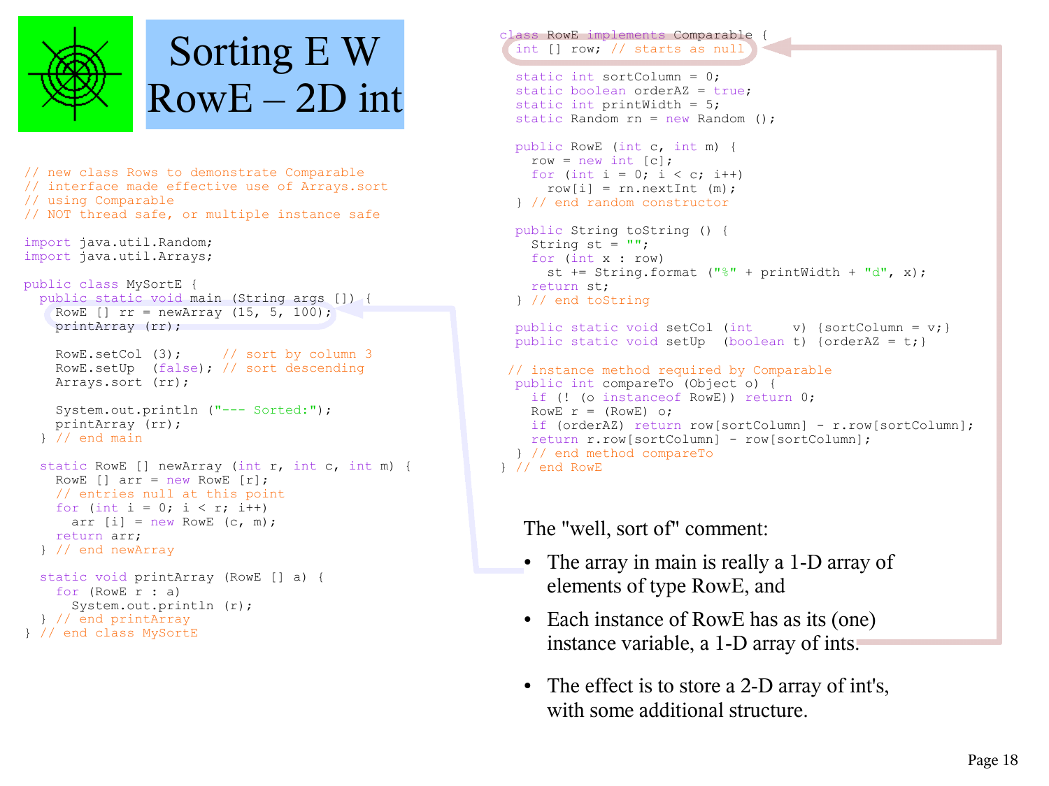# Sorting E W RowE – 2D int

```java
// new class Rows to demonstrate Comparable
// interface made effective use of Arrays.sort
// using Comparable
// NOT thread safe, or multiple instance safe

import java.util.Random;
import java.util.Arrays;

public class MySortE {
  public static void main (String args []) {
    RowE [] rr = newArray (15, 5, 100);
    printArray (rr);

    RowE.setCol (3);     // sort by column 3
    RowE.setUp  (false); // sort descending
    Arrays.sort (rr);

    System.out.println ("--- Sorted:");
    printArray (rr);
  } // end main

  static RowE [] newArray (int r, int c, int m) {
    RowE [] arr = new RowE [r];
    // entries null at this point
    for (int i = 0; i < r; i++)
      arr [i] = new RowE (c, m);
    return arr;
  } // end newArray

  static void printArray (RowE [] a) {
    for (RowE r : a)
      System.out.println (r);
  } // end printArray
} // end class MySortE
```

```java
class RowE implements Comparable {
  int [] row; // starts as null

  static int sortColumn = 0;
  static boolean orderAZ = true;
  static int printWidth = 5;
  static Random rn = new Random ();

  public RowE (int c, int m) {
    row = new int [c];
    for (int i = 0; i < c; i++)
      row[i] = rn.nextInt (m);
  } // end random constructor

  public String toString () {
    String st = "";
    for (int x : row)
      st += String.format ("%" + printWidth + "d", x);
    return st;
  } // end toString

  public static void setCol (int     v) {sortColumn = v;}
  public static void setUp  (boolean t) {orderAZ = t;}

 // instance method required by Comparable
  public int compareTo (Object o) {
    if (! (o instanceof RowE)) return 0;
    RowE r = (RowE) o;
    if (orderAZ) return row[sortColumn] - r.row[sortColumn];
    return r.row[sortColumn] - row[sortColumn];
  } // end method compareTo
} // end RowE
```

The "well, sort of" comment:

- The array in main is really a 1-D array of elements of type RowE, and
- Each instance of RowE has as its (one) instance variable, a 1-D array of ints.
- The effect is to store a 2-D array of int's, with some additional structure.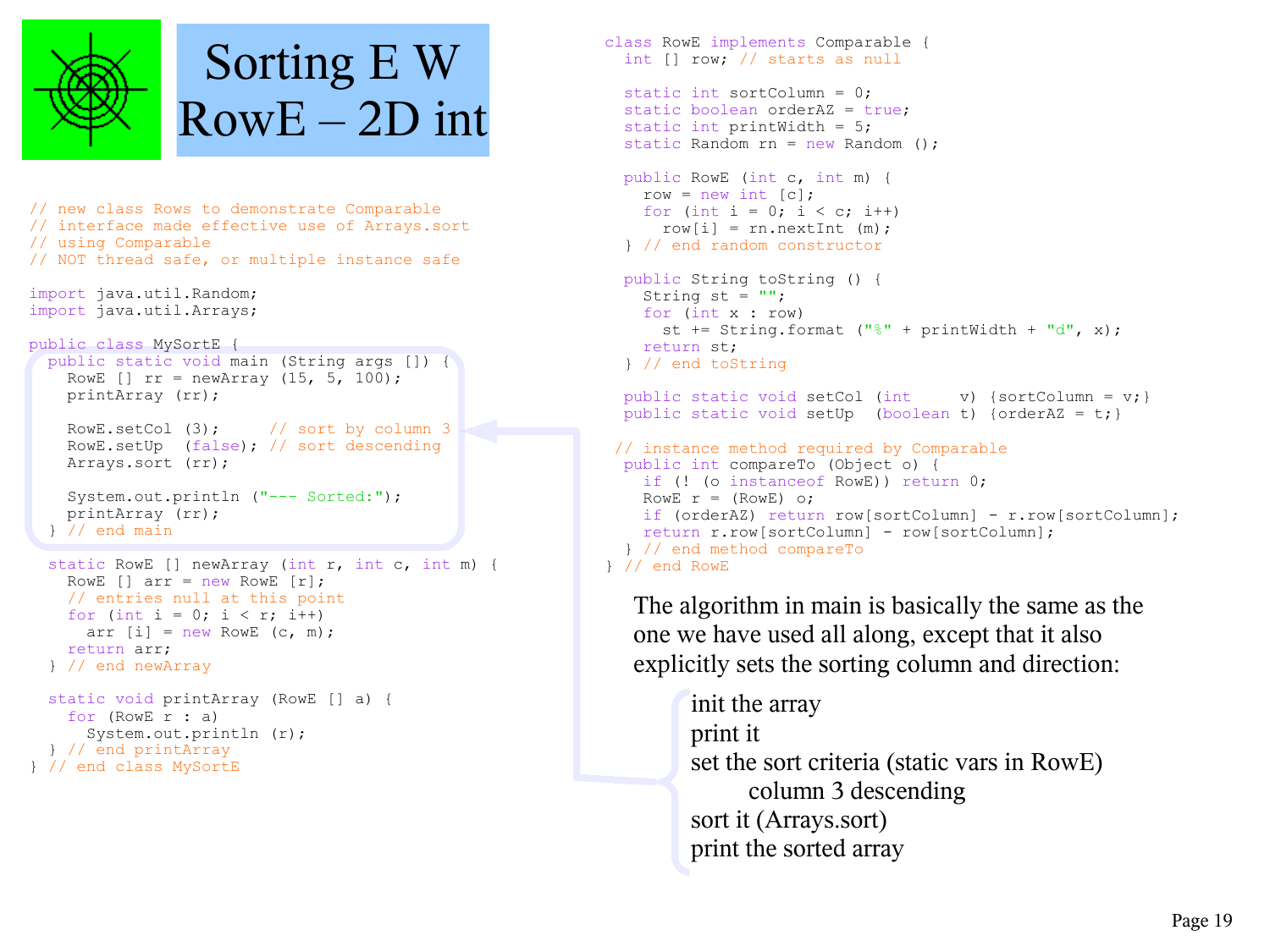# Sorting E W RowE – 2D int

```java
// new class Rows to demonstrate Comparable
// interface made effective use of Arrays.sort
// using Comparable
// NOT thread safe, or multiple instance safe

import java.util.Random;
import java.util.Arrays;

public class MySortE {
  public static void main (String args []) {
    RowE [] rr = newArray (15, 5, 100);
    printArray (rr);

    RowE.setCol  (3);     // sort by column 3
    RowE.setUp  (false); // sort descending
    Arrays.sort (rr);

    System.out.println ("--- Sorted:");
    printArray (rr);
  } // end main

  static RowE [] newArray (int r, int c, int m) {
    RowE [] arr = new RowE [r];
    // entries null at this point
    for (int i = 0; i < r; i++)
      arr [i] = new RowE (c, m);
    return arr;
  } // end newArray

  static void printArray (RowE [] a) {
    for (RowE r : a)
      System.out.println (r);
  } // end printArray
} // end class MySortE
```

```java
class RowE implements Comparable {
  int [] row; // starts as null

  static int sortColumn = 0;
  static boolean orderAZ = true;
  static int printWidth = 5;
  static Random rn = new Random ();

  public RowE (int c, int m) {
    row = new int [c];
    for (int i = 0; i < c; i++)
      row[i] = rn.nextInt (m);
  } // end random constructor

  public String toString () {
    String st = "";
    for (int x : row)
      st += String.format ("%" + printWidth + "d", x);
    return st;
  } // end toString

  public static void setCol  (int     v) {sortColumn = v;}
  public static void setUp  (boolean t) {orderAZ = t;}

 // instance method required by Comparable
  public int compareTo (Object o) {
    if (! (o instanceof RowE)) return 0;
    RowE r = (RowE) o;
    if (orderAZ) return row[sortColumn] - r.row[sortColumn];
    return r.row[sortColumn] - row[sortColumn];
  } // end method compareTo
} // end RowE
```

The algorithm in main is basically the same as the one we have used all along, except that it also explicitly sets the sorting column and direction:

- init the array
- print it
- set the sort criteria (static vars in RowE)
  - column 3 descending
- sort it (Arrays.sort)
- print the sorted array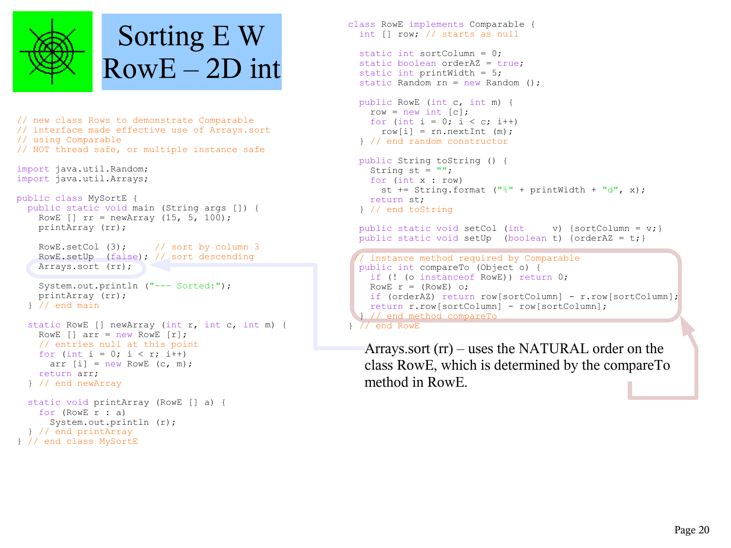# Sorting E W RowE – 2D int

```java
// new class Rows to demonstrate Comparable
// interface made effective use of Arrays.sort
// using Comparable
// NOT thread safe, or multiple instance safe

import java.util.Random;
import java.util.Arrays;

public class MySortE {
  public static void main (String args []) {
    RowE [] rr = newArray (15, 5, 100);
    printArray (rr);

    RowE.setCol (3);     // sort by column 3
    RowE.setUp  (false); // sort descending
    Arrays.sort (rr);

    System.out.println ("--- Sorted:");
    printArray (rr);
  } // end main

  static RowE [] newArray (int r, int c, int m) {
    RowE [] arr = new RowE [r];
    // entries null at this point
    for (int i = 0; i < r; i++)
      arr [i] = new RowE (c, m);
    return arr;
  } // end newArray

  static void printArray (RowE [] a) {
    for (RowE r : a)
      System.out.println (r);
  } // end printArray
} // end class MySortE
```

```java
class RowE implements Comparable {
  int [] row; // starts as null

  static int sortColumn = 0;
  static boolean orderAZ = true;
  static int printWidth = 5;
  static Random rn = new Random ();

  public RowE (int c, int m) {
    row = new int [c];
    for (int i = 0; i < c; i++)
      row[i] = rn.nextInt (m);
  } // end random constructor

  public String toString () {
    String st = "";
    for (int x : row)
      st += String.format ("%" + printWidth + "d", x);
    return st;
  } // end toString

  public static void setCol (int     v) {sortColumn = v;}
  public static void setUp  (boolean t) {orderAZ = t;}

  // instance method required by Comparable
  public int compareTo (Object o) {
    if (! (o instanceof RowE)) return 0;
    RowE r = (RowE) o;
    if (orderAZ) return row[sortColumn] - r.row[sortColumn];
    return r.row[sortColumn] - row[sortColumn];
  } // end method compareTo
} // end RowE
```

Arrays.sort (rr) – uses the NATURAL order on the class RowE, which is determined by the compareTo method in RowE.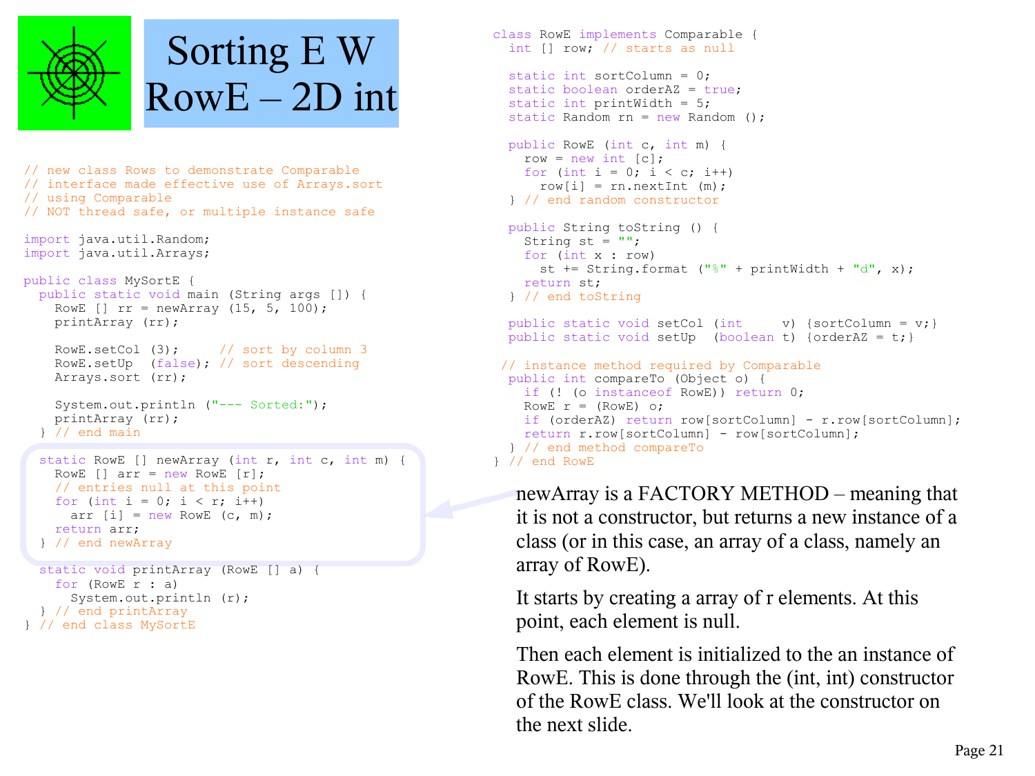# Sorting E W RowE – 2D int

```java
// new class Rows to demonstrate Comparable
// interface made effective use of Arrays.sort
// using Comparable
// NOT thread safe, or multiple instance safe

import java.util.Random;
import java.util.Arrays;

public class MySortE {
  public static void main (String args []) {
    RowE [] rr = newArray (15, 5, 100);
    printArray (rr);

    RowE.setCol (3);     // sort by column 3
    RowE.setUp  (false); // sort descending
    Arrays.sort (rr);

    System.out.println ("--- Sorted:");
    printArray (rr);
  } // end main

  static RowE [] newArray (int r, int c, int m) {
    RowE [] arr = new RowE [r];
    // entries null at this point
    for (int i = 0; i < r; i++)
      arr [i] = new RowE (c, m);
    return arr;
  } // end newArray

  static void printArray (RowE [] a) {
    for (RowE r : a)
      System.out.println (r);
  } // end printArray
} // end class MySortE
```

```java
class RowE implements Comparable {
  int [] row; // starts as null

  static int sortColumn = 0;
  static boolean orderAZ = true;
  static int printWidth = 5;
  static Random rn = new Random ();

  public RowE (int c, int m) {
    row = new int [c];
    for (int i = 0; i < c; i++)
      row[i] = rn.nextInt (m);
  } // end random constructor

  public String toString () {
    String st = "";
    for (int x : row)
      st += String.format ("%" + printWidth + "d", x);
    return st;
  } // end toString

  public static void setCol  (int     v) {sortColumn = v;}
  public static void setUp   (boolean t) {orderAZ = t;}

 // instance method required by Comparable
  public int compareTo (Object o) {
    if (! (o instanceof RowE)) return 0;
    RowE r = (RowE) o;
    if (orderAZ) return row[sortColumn] - r.row[sortColumn];
    return r.row[sortColumn] - row[sortColumn];
  } // end method compareTo
} // end RowE
```

newArray is a FACTORY METHOD – meaning that it is not a constructor, but returns a new instance of a class (or in this case, an array of a class, namely an array of RowE).

It starts by creating a array of r elements. At this point, each element is null.

Then each element is initialized to the an instance of RowE. This is done through the (int, int) constructor of the RowE class. We'll look at the constructor on the next slide.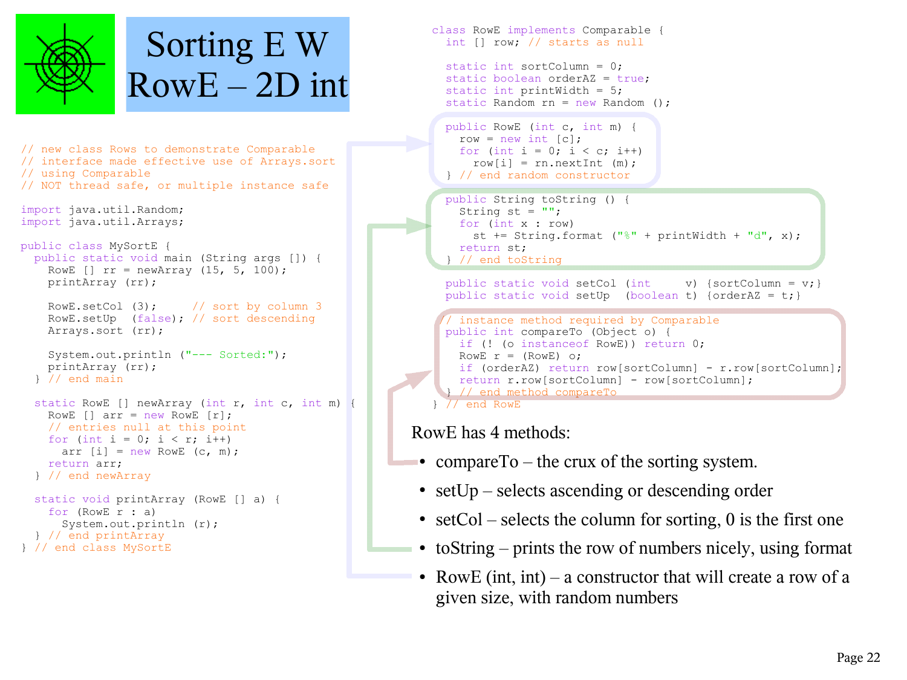# Sorting E W
# RowE – 2D int

```java
// new class Rows to demonstrate Comparable
// interface made effective use of Arrays.sort
// using Comparable
// NOT thread safe, or multiple instance safe

import java.util.Random;
import java.util.Arrays;

public class MySortE {
  public static void main (String args []) {
    RowE [] rr = newArray (15, 5, 100);
    printArray (rr);

    RowE.setCol (3);     // sort by column 3
    RowE.setUp  (false); // sort descending
    Arrays.sort (rr);

    System.out.println ("--- Sorted:");
    printArray (rr);
  } // end main

  static RowE [] newArray (int r, int c, int m) {
    RowE [] arr = new RowE [r];
    // entries null at this point
    for (int i = 0; i < r; i++)
      arr [i] = new RowE (c, m);
    return arr;
  } // end newArray

  static void printArray (RowE [] a) {
    for (RowE r : a)
      System.out.println (r);
  } // end printArray
} // end class MySortE
```

```java
class RowE implements Comparable {
  int [] row; // starts as null

  static int sortColumn = 0;
  static boolean orderAZ = true;
  static int printWidth = 5;
  static Random rn = new Random ();

  public RowE (int c, int m) {
    row = new int [c];
    for (int i = 0; i < c; i++)
      row[i] = rn.nextInt (m);
  } // end random constructor

  public String toString () {
    String st = "";
    for (int x : row)
      st += String.format ("%" + printWidth + "d", x);
    return st;
  } // end toString

  public static void setCol (int     v) {sortColumn = v;}
  public static void setUp  (boolean t) {orderAZ = t;}

  // instance method required by Comparable
  public int compareTo (Object o) {
    if (! (o instanceof RowE)) return 0;
    RowE r = (RowE) o;
    if (orderAZ) return row[sortColumn] - r.row[sortColumn];
    return r.row[sortColumn] - row[sortColumn];
  } // end method compareTo
} // end RowE
```

RowE has 4 methods:

- compareTo – the crux of the sorting system.
- setUp – selects ascending or descending order
- setCol – selects the column for sorting, 0 is the first one
- toString – prints the row of numbers nicely, using format
- RowE (int, int) – a constructor that will create a row of a given size, with random numbers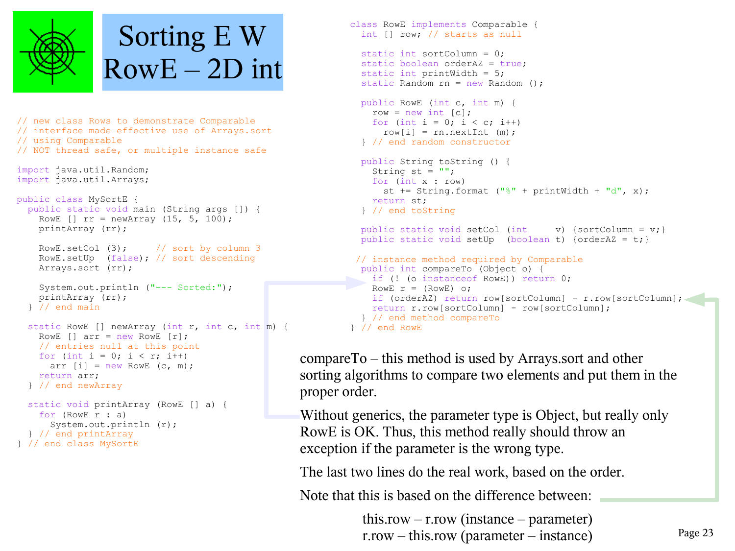# Sorting E W RowE – 2D int

```java
// new class Rows to demonstrate Comparable
// interface made effective use of Arrays.sort
// using Comparable
// NOT thread safe, or multiple instance safe

import java.util.Random;
import java.util.Arrays;

public class MySortE {
  public static void main (String args []) {
    RowE [] rr = newArray (15, 5, 100);
    printArray (rr);

    RowE.setCol (3);     // sort by column 3
    RowE.setUp  (false); // sort descending
    Arrays.sort (rr);

    System.out.println ("--- Sorted:");
    printArray (rr);
  } // end main

  static RowE [] newArray (int r, int c, int m) {
    RowE [] arr = new RowE [r];
    // entries null at this point
    for (int i = 0; i < r; i++)
      arr [i] = new RowE (c, m);
    return arr;
  } // end newArray

  static void printArray (RowE [] a) {
    for (RowE r : a)
      System.out.println (r);
  } // end printArray
} // end class MySortE
```

```java
class RowE implements Comparable {
  int [] row; // starts as null

  static int sortColumn = 0;
  static boolean orderAZ = true;
  static int printWidth = 5;
  static Random rn = new Random ();

  public RowE (int c, int m) {
    row = new int [c];
    for (int i = 0; i < c; i++)
      row[i] = rn.nextInt (m);
  } // end random constructor

  public String toString () {
    String st = "";
    for (int x : row)
      st += String.format ("%" + printWidth + "d", x);
    return st;
  } // end toString

  public static void setCol  (int     v) {sortColumn = v;}
  public static void setUp  (boolean t) {orderAZ = t;}

 // instance method required by Comparable
  public int compareTo (Object o) {
    if (! (o instanceof RowE)) return 0;
    RowE r = (RowE) o;
    if (orderAZ) return row[sortColumn] - r.row[sortColumn];
    return r.row[sortColumn] - row[sortColumn];
  } // end method compareTo
} // end RowE
```

compareTo – this method is used by Arrays.sort and other sorting algorithms to compare two elements and put them in the proper order.

Without generics, the parameter type is Object, but really only RowE is OK. Thus, this method really should throw an exception if the parameter is the wrong type.

The last two lines do the real work, based on the order.

Note that this is based on the difference between:

this.row – r.row (instance – parameter)
r.row – this.row (parameter – instance)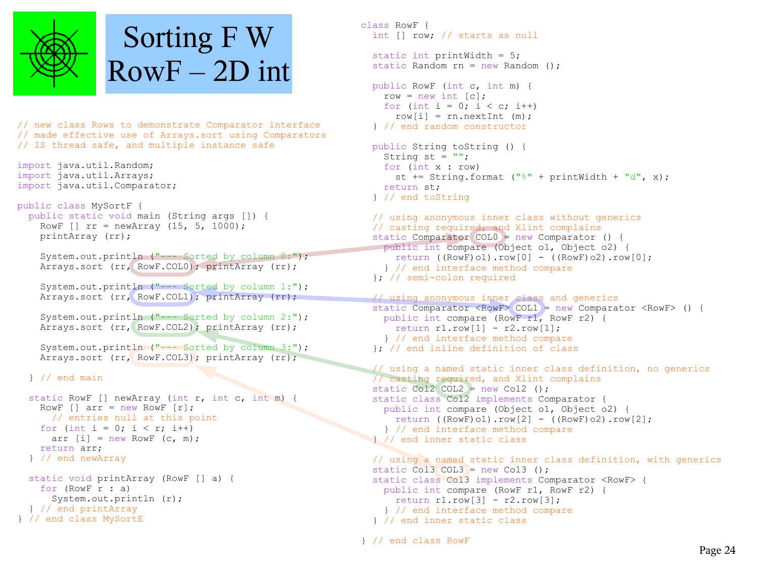# Sorting F W RowF – 2D int

```java
// new class Rows to demonstrate Comparator interface
// made effective use of Arrays.sort using Comparators
// IS thread safe, and multiple instance safe

import java.util.Random;
import java.util.Arrays;
import java.util.Comparator;

public class MySortF {
  public static void main (String args []) {
    RowF [] rr = newArray (15, 5, 1000);
    printArray (rr);

    System.out.println ("--- Sorted by column 0:");
    Arrays.sort (rr, RowF.COL0); printArray (rr);

    System.out.println ("--- Sorted by column 1:");
    Arrays.sort (rr, RowF.COL1); printArray (rr);

    System.out.println ("--- Sorted by column 2:");
    Arrays.sort (rr, RowF.COL2); printArray (rr);

    System.out.println ("--- Sorted by column 3:");
    Arrays.sort (rr, RowF.COL3); printArray (rr);

  } // end main

  static RowF [] newArray (int r, int c, int m) {
    RowF [] arr = new RowF [r];
      // entries null at this point
    for (int i = 0; i < r; i++)
      arr [i] = new RowF (c, m);
    return arr;
  } // end newArray

  static void printArray (RowF [] a) {
    for (RowF r : a)
      System.out.println (r);
  } // end printArray
} // end class MySortE
```

```java
class RowF {
  int [] row; // starts as null

  static int printWidth = 5;
  static Random rn = new Random ();

  public RowF (int c, int m) {
    row = new int [c];
    for (int i = 0; i < c; i++)
      row[i] = rn.nextInt (m);
  } // end random constructor

  public String toString () {
    String st = "";
    for (int x : row)
      st += String.format ("%" + printWidth + "d", x);
    return st;
  } // end toString

  // using anonymous inner class without generics
  // casting required, and Xlint complains
  static Comparator COL0 = new Comparator () {
    public int compare (Object o1, Object o2) {
      return ((RowF)o1).row[0] - ((RowF)o2).row[0];
    } // end interface method compare
  }; // semi-colon required

  // using anonymous inner class and generics
  static Comparator <RowF> COL1 = new Comparator <RowF> () {
    public int compare (RowF r1, RowF r2) {
      return r1.row[1] - r2.row[1];
    } // end interface method compare
  }; // end inline definition of class

  // using a named static inner class definition, no generics
  // casting required, and Xlint complains
  static Col2 COL2 = new Col2 ();
  static class Col2 implements Comparator {
    public int compare (Object o1, Object o2) {
      return ((RowF)o1).row[2] - ((RowF)o2).row[2];
    } // end interface method compare
  } // end inner static class

  // using a named static inner class definition, with generics
  static Col3 COL3 = new Col3 ();
  static class Col3 implements Comparator <RowF> {
    public int compare (RowF r1, RowF r2) {
      return r1.row[3] - r2.row[3];
    } // end interface method compare
  } // end inner static class

} // end class RowF
```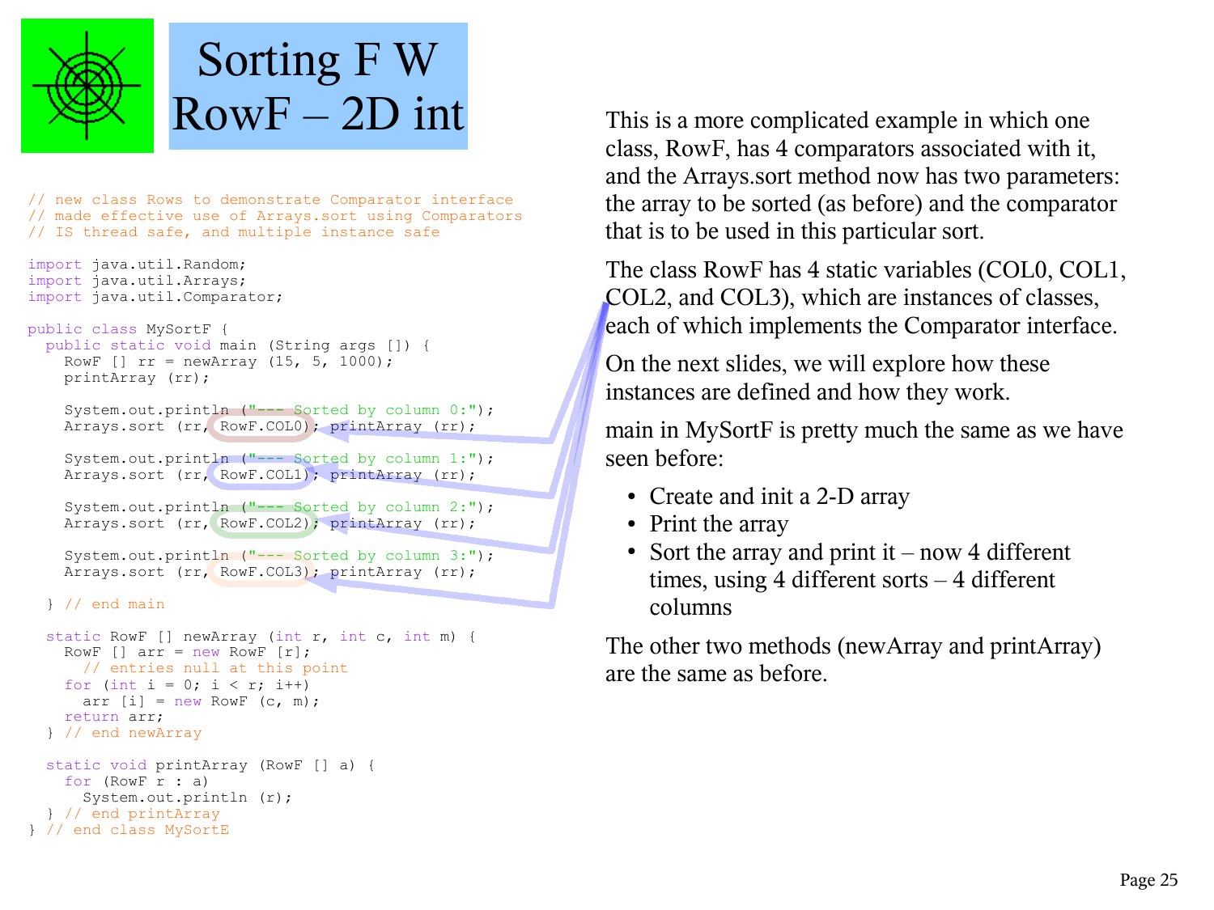# Sorting F W RowF – 2D int

```java
// new class Rows to demonstrate Comparator interface
// made effective use of Arrays.sort using Comparators
// IS thread safe, and multiple instance safe

import java.util.Random;
import java.util.Arrays;
import java.util.Comparator;

public class MySortF {
  public static void main (String args []) {
    RowF [] rr = newArray (15, 5, 1000);
    printArray (rr);

    System.out.println ("--- Sorted by column 0:");
    Arrays.sort (rr, RowF.COL0); printArray (rr);

    System.out.println ("--- Sorted by column 1:");
    Arrays.sort (rr, RowF.COL1); printArray (rr);

    System.out.println ("--- Sorted by column 2:");
    Arrays.sort (rr, RowF.COL2); printArray (rr);

    System.out.println ("--- Sorted by column 3:");
    Arrays.sort (rr, RowF.COL3); printArray (rr);

  } // end main

  static RowF [] newArray (int r, int c, int m) {
    RowF [] arr = new RowF [r];
      // entries null at this point
    for (int i = 0; i < r; i++)
      arr [i] = new RowF (c, m);
    return arr;
  } // end newArray

  static void printArray (RowF [] a) {
    for (RowF r : a)
      System.out.println (r);
  } // end printArray
} // end class MySortE
```

This is a more complicated example in which one class, RowF, has 4 comparators associated with it, and the Arrays.sort method now has two parameters: the array to be sorted (as before) and the comparator that is to be used in this particular sort.

The class RowF has 4 static variables (COL0, COL1, COL2, and COL3), which are instances of classes, each of which implements the Comparator interface.

On the next slides, we will explore how these instances are defined and how they work.

main in MySortF is pretty much the same as we have seen before:

- Create and init a 2-D array
- Print the array
- Sort the array and print it – now 4 different times, using 4 different sorts – 4 different columns

The other two methods (newArray and printArray) are the same as before.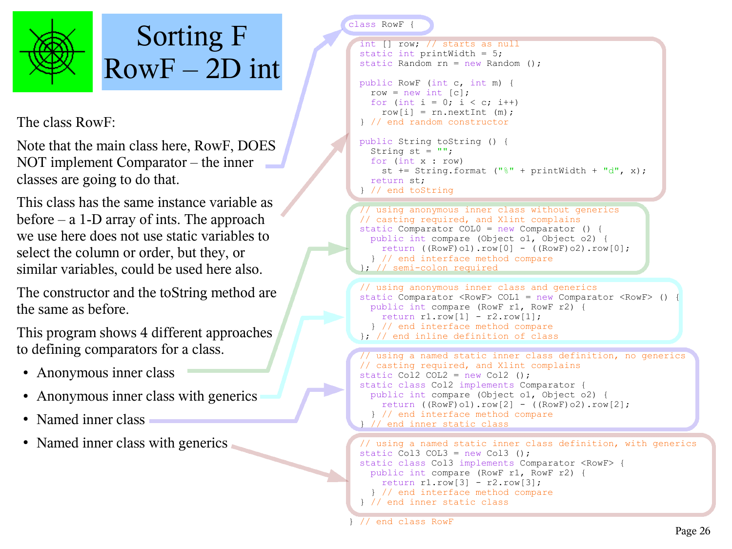# Sorting F
# RowF – 2D int

The class RowF:

Note that the main class here, RowF, DOES NOT implement Comparator – the inner classes are going to do that.

This class has the same instance variable as before – a 1-D array of ints. The approach we use here does not use static variables to select the column or order, but they, or similar variables, could be used here also.

The constructor and the toString method are the same as before.

This program shows 4 different approaches to defining comparators for a class.

- Anonymous inner class
- Anonymous inner class with generics
- Named inner class
- Named inner class with generics

```
class RowF {

  int [] row; // starts as null
  static int printWidth = 5;
  static Random rn = new Random ();

  public RowF (int c, int m) {
    row = new int [c];
    for (int i = 0; i < c; i++)
      row[i] = rn.nextInt (m);
  } // end random constructor

  public String toString () {
    String st = "";
    for (int x : row)
      st += String.format ("%" + printWidth + "d", x);
    return st;
  } // end toString

  // using anonymous inner class without generics
  // casting required, and Xlint complains
  static Comparator COL0 = new Comparator () {
    public int compare (Object o1, Object o2) {
      return ((RowF)o1).row[0] - ((RowF)o2).row[0];
    } // end interface method compare
  }; // semi-colon required

  // using anonymous inner class and generics
  static Comparator <RowF> COL1 = new Comparator <RowF> () {
    public int compare (RowF r1, RowF r2) {
      return r1.row[1] - r2.row[1];
    } // end interface method compare
  }; // end inline definition of class

  // using a named static inner class definition, no generics
  // casting required, and Xlint complains
  static Col2 COL2 = new Col2 ();
  static class Col2 implements Comparator {
    public int compare (Object o1, Object o2) {
      return ((RowF)o1).row[2] - ((RowF)o2).row[2];
    } // end interface method compare
  } // end inner static class

  // using a named static inner class definition, with generics
  static Col3 COL3 = new Col3 ();
  static class Col3 implements Comparator <RowF> {
    public int compare (RowF r1, RowF r2) {
      return r1.row[3] - r2.row[3];
    } // end interface method compare
  } // end inner static class

} // end class RowF
```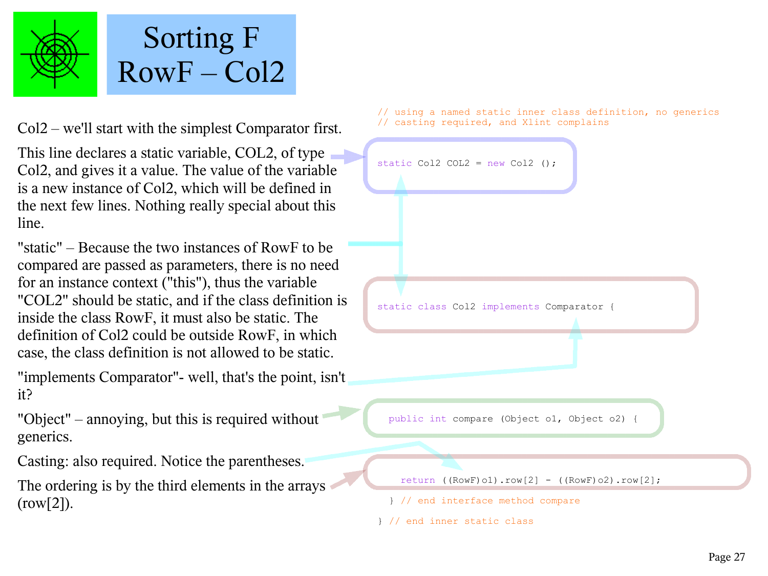# Sorting F
# RowF – Col2

Col2 – we'll start with the simplest Comparator first.

This line declares a static variable, COL2, of type Col2, and gives it a value. The value of the variable is a new instance of Col2, which will be defined in the next few lines. Nothing really special about this line.

"static" – Because the two instances of RowF to be compared are passed as parameters, there is no need for an instance context ("this"), thus the variable "COL2" should be static, and if the class definition is inside the class RowF, it must also be static. The definition of Col2 could be outside RowF, in which case, the class definition is not allowed to be static.

"implements Comparator"- well, that's the point, isn't it?

"Object" – annoying, but this is required without generics.

Casting: also required. Notice the parentheses.

The ordering is by the third elements in the arrays (row[2]).

```
// using a named static inner class definition, no generics
// casting required, and Xlint complains

static Col2 COL2 = new Col2 ();

static class Col2 implements Comparator {

  public int compare (Object o1, Object o2) {

    return ((RowF)o1).row[2] - ((RowF)o2).row[2];

  } // end interface method compare

} // end inner static class
```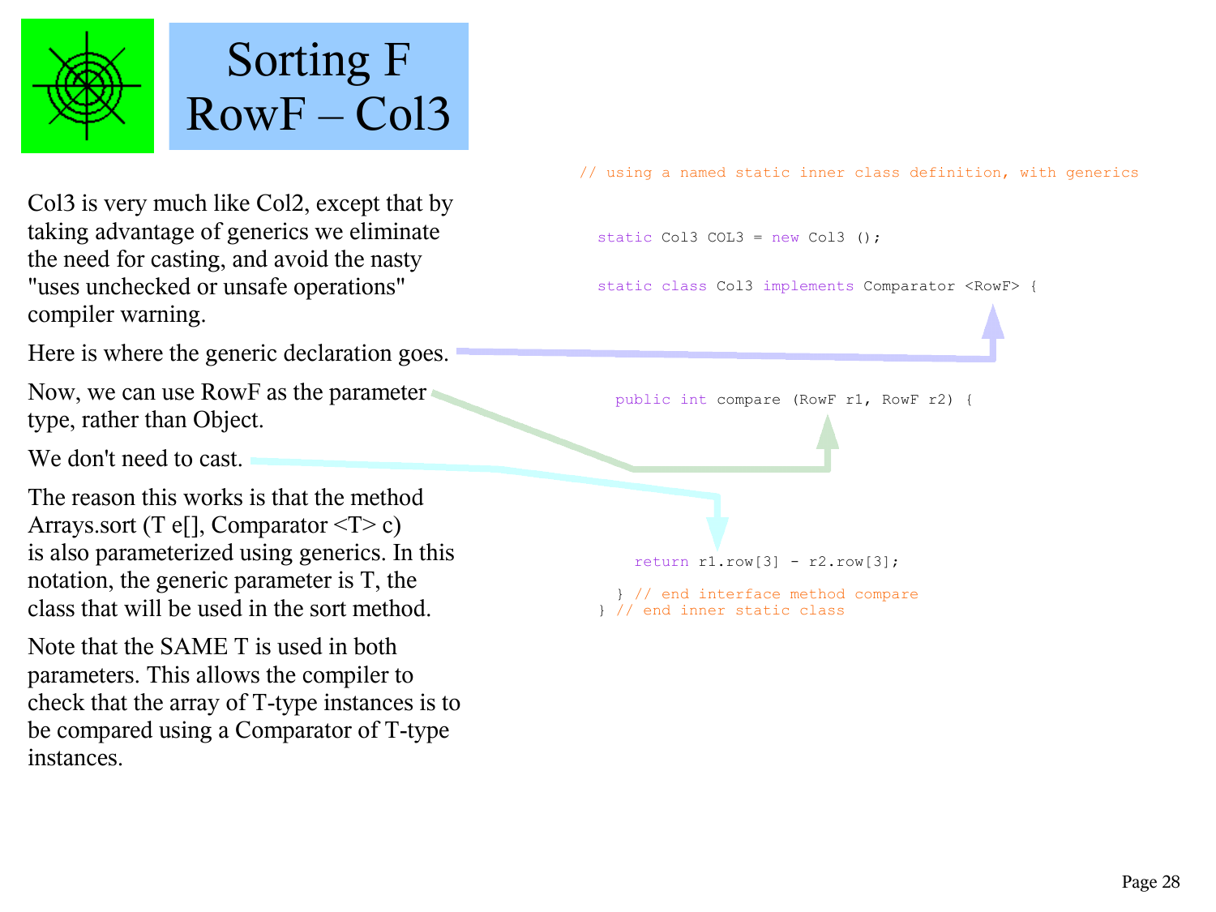# Sorting F
# RowF – Col3

Col3 is very much like Col2, except that by taking advantage of generics we eliminate the need for casting, and avoid the nasty "uses unchecked or unsafe operations" compiler warning.

Here is where the generic declaration goes.

Now, we can use RowF as the parameter type, rather than Object.

We don't need to cast.

The reason this works is that the method
Arrays.sort (T e[], Comparator <T> c)
is also parameterized using generics. In this notation, the generic parameter is T, the class that will be used in the sort method.

Note that the SAME T is used in both parameters. This allows the compiler to check that the array of T-type instances is to be compared using a Comparator of T-type instances.

```java
// using a named static inner class definition, with generics

  static Col3 COL3 = new Col3 ();

  static class Col3 implements Comparator <RowF> {

    public int compare (RowF r1, RowF r2) {

      return r1.row[3] - r2.row[3];

    } // end interface method compare
  } // end inner static class
```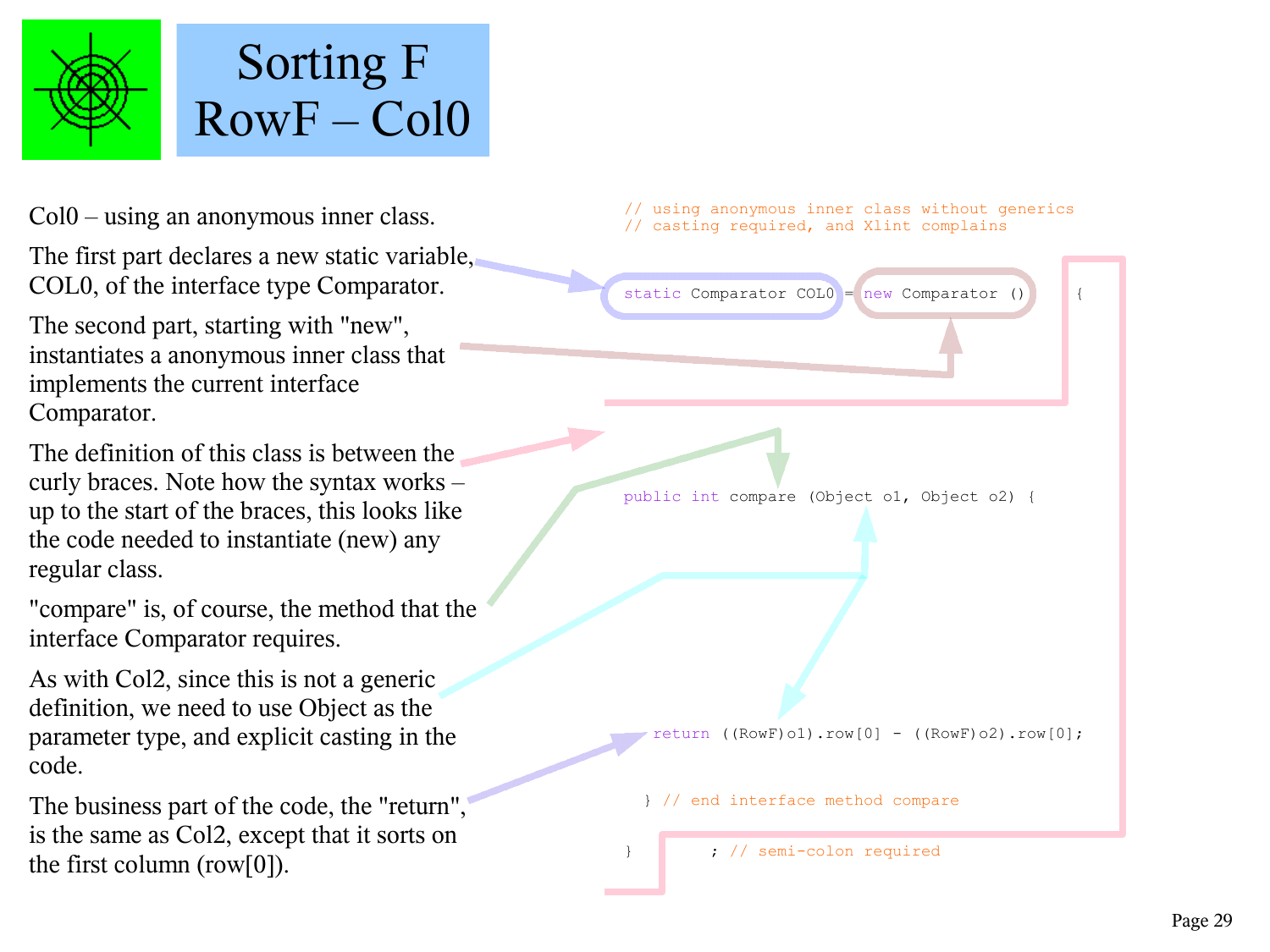# Sorting F RowF – Col0

Col0 – using an anonymous inner class.

The first part declares a new static variable, COL0, of the interface type Comparator.

The second part, starting with "new", instantiates a anonymous inner class that implements the current interface Comparator.

The definition of this class is between the curly braces. Note how the syntax works – up to the start of the braces, this looks like the code needed to instantiate (new) any regular class.

"compare" is, of course, the method that the interface Comparator requires.

As with Col2, since this is not a generic definition, we need to use Object as the parameter type, and explicit casting in the code.

The business part of the code, the "return", is the same as Col2, except that it sorts on the first column (row[0]).

```
// using anonymous inner class without generics
// casting required, and Xlint complains

static Comparator COL0 = new Comparator ()     {

public int compare (Object o1, Object o2) {

   return ((RowF)o1).row[0] - ((RowF)o2).row[0];

  } // end interface method compare

}       ; // semi-colon required
```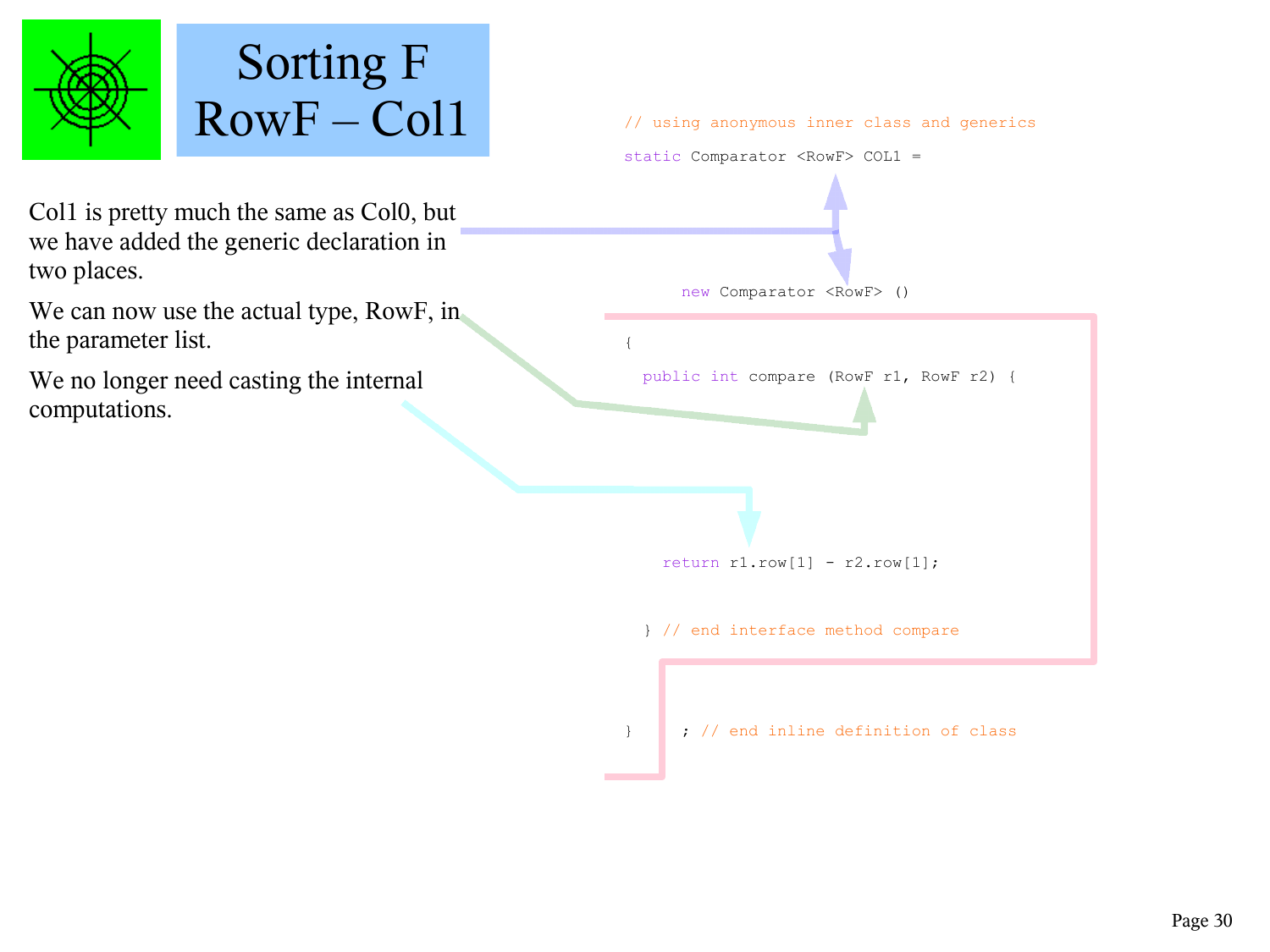# Sorting F
# RowF – Col1

Col1 is pretty much the same as Col0, but we have added the generic declaration in two places.

We can now use the actual type, RowF, in the parameter list.

We no longer need casting the internal computations.

```
// using anonymous inner class and generics
static Comparator <RowF> COL1 =

      new Comparator <RowF> ()

{
  public int compare (RowF r1, RowF r2) {

     return r1.row[1] - r2.row[1];

  } // end interface method compare

}     ; // end inline definition of class
```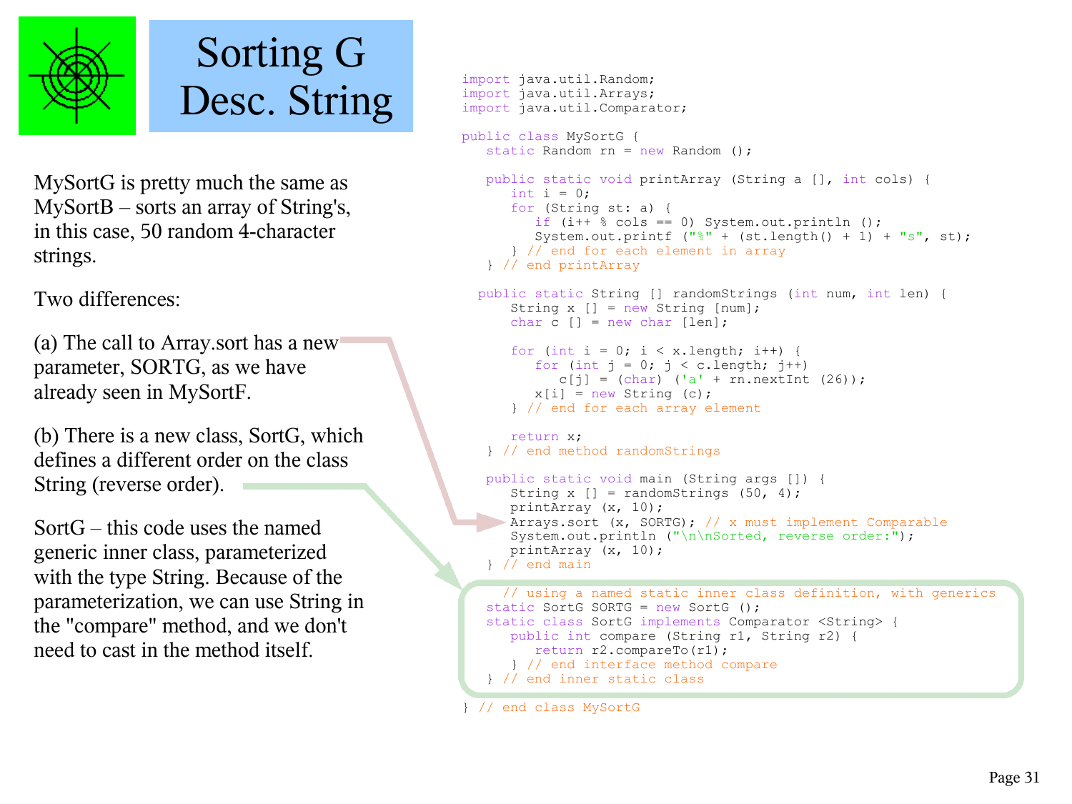# Sorting G Desc. String

MySortG is pretty much the same as MySortB – sorts an array of String's, in this case, 50 random 4-character strings.

Two differences:

(a) The call to Array.sort has a new parameter, SORTG, as we have already seen in MySortF.

(b) There is a new class, SortG, which defines a different order on the class String (reverse order).

SortG – this code uses the named generic inner class, parameterized with the type String. Because of the parameterization, we can use String in the "compare" method, and we don't need to cast in the method itself.

```
import java.util.Random;
import java.util.Arrays;
import java.util.Comparator;

public class MySortG {
   static Random rn = new Random ();

   public static void printArray (String a [], int cols) {
      int i = 0;
      for (String st: a) {
         if (i++ % cols == 0) System.out.println ();
         System.out.printf ("%" + (st.length() + 1) + "s", st);
      } // end for each element in array
   } // end printArray

  public static String [] randomStrings (int num, int len) {
      String x [] = new String [num];
      char c [] = new char [len];

      for (int i = 0; i < x.length; i++) {
         for (int j = 0; j < c.length; j++)
            c[j] = (char) ('a' + rn.nextInt (26));
         x[i] = new String (c);
      } // end for each array element

      return x;
   } // end method randomStrings

   public static void main (String args []) {
      String x [] = randomStrings (50, 4);
      printArray (x, 10);
      Arrays.sort (x, SORTG); // x must implement Comparable
      System.out.println ("\n\nSorted, reverse order:");
      printArray (x, 10);
   } // end main

     // using a named static inner class definition, with generics
   static SortG SORTG = new SortG ();
   static class SortG implements Comparator <String> {
      public int compare (String r1, String r2) {
         return r2.compareTo(r1);
      } // end interface method compare
   } // end inner static class

} // end class MySortG
```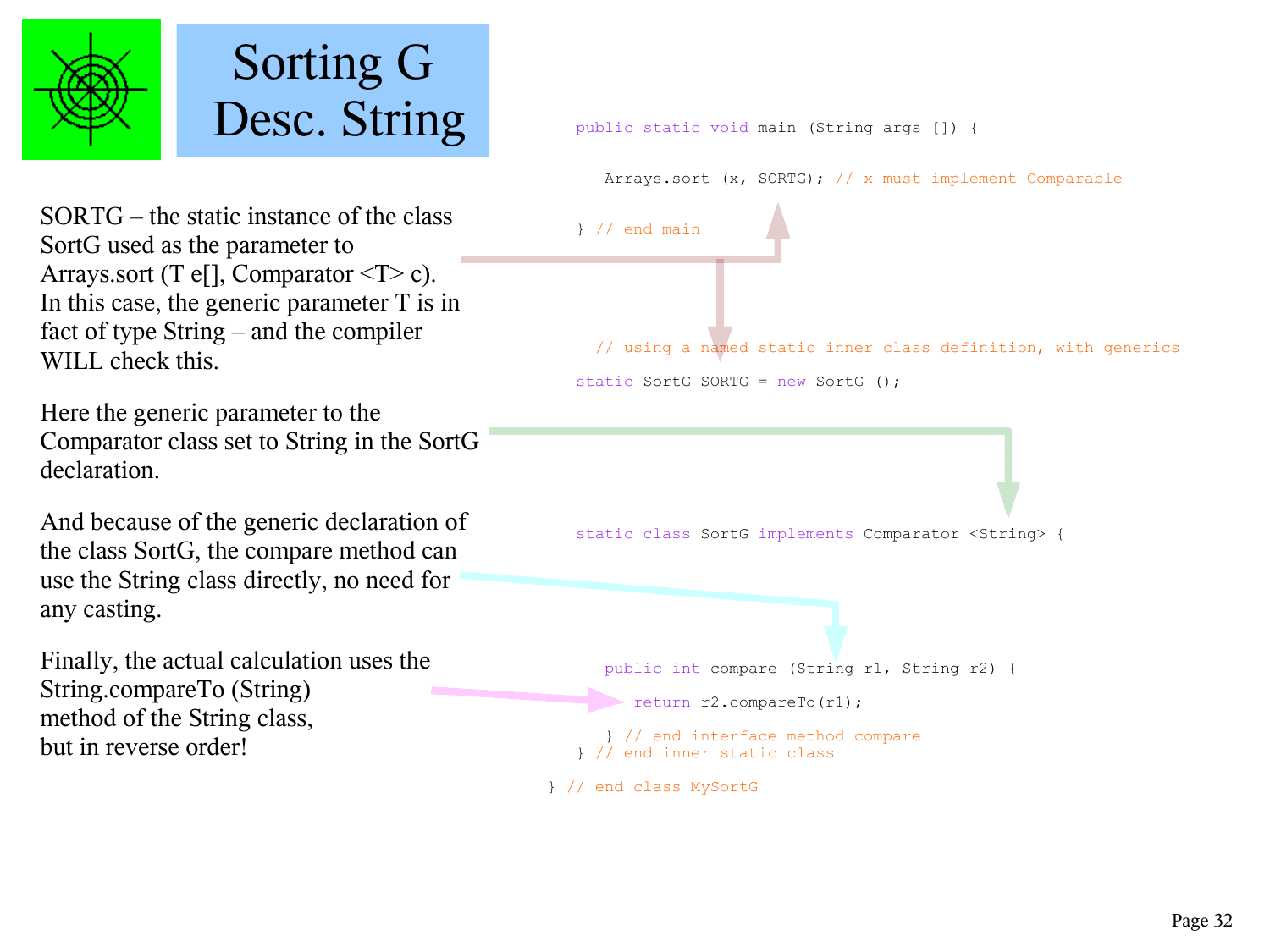# Sorting G Desc. String

SORTG – the static instance of the class SortG used as the parameter to Arrays.sort (T e[], Comparator <T> c). In this case, the generic parameter T is in fact of type String – and the compiler WILL check this.

Here the generic parameter to the Comparator class set to String in the SortG declaration.

And because of the generic declaration of the class SortG, the compare method can use the String class directly, no need for any casting.

Finally, the actual calculation uses the String.compareTo (String) method of the String class, but in reverse order!

```
  public static void main (String args []) {

     Arrays.sort (x, SORTG); // x must implement Comparable

  } // end main


     // using a named static inner class definition, with generics
  static SortG SORTG = new SortG ();


  static class SortG implements Comparator <String> {

     public int compare (String r1, String r2) {
       return r2.compareTo(r1);
     } // end interface method compare
  } // end inner static class

} // end class MySortG
```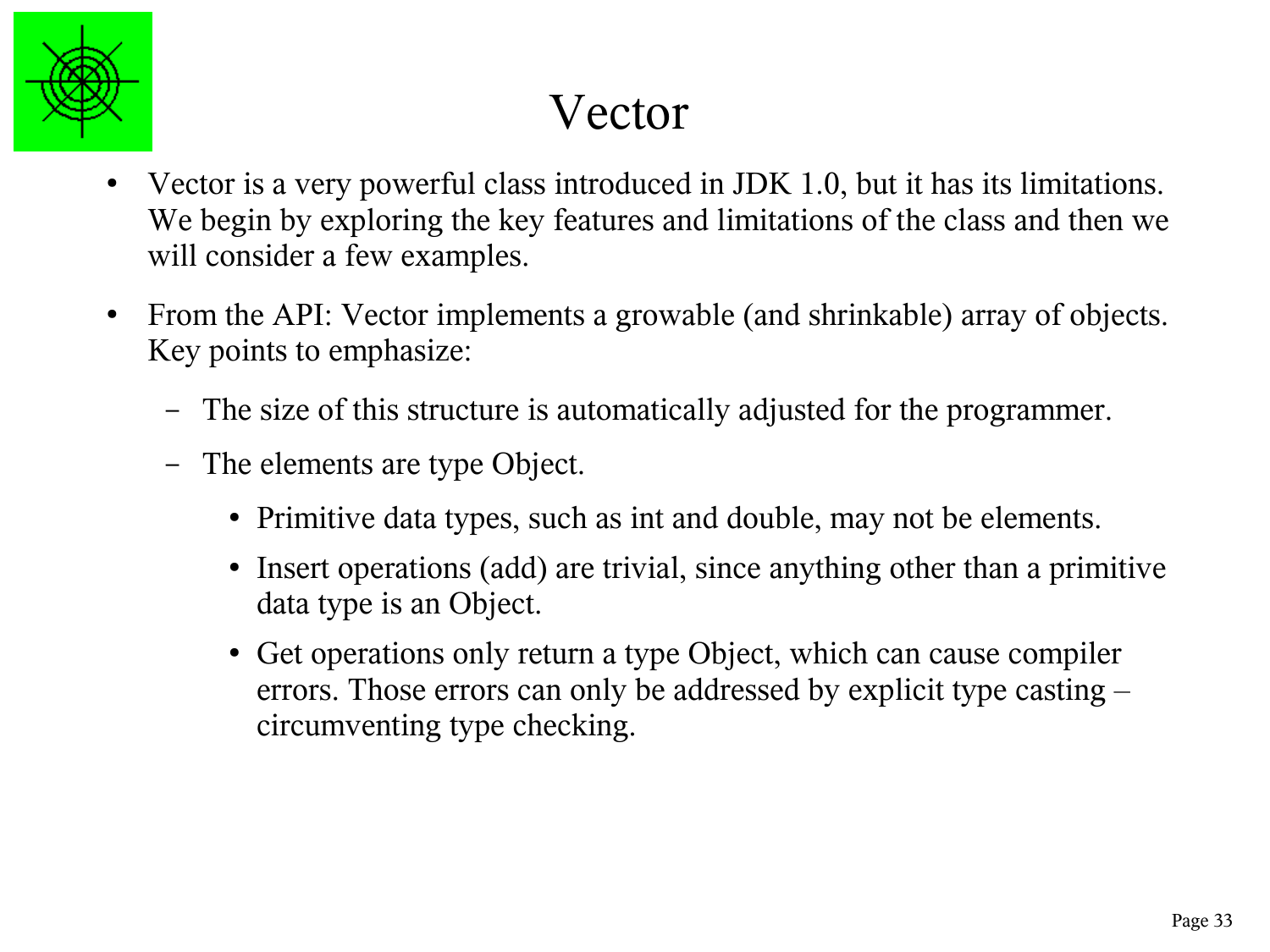# Vector

- Vector is a very powerful class introduced in JDK 1.0, but it has its limitations. We begin by exploring the key features and limitations of the class and then we will consider a few examples.
- From the API: Vector implements a growable (and shrinkable) array of objects. Key points to emphasize:
  - The size of this structure is automatically adjusted for the programmer.
  - The elements are type Object.
    - Primitive data types, such as int and double, may not be elements.
    - Insert operations (add) are trivial, since anything other than a primitive data type is an Object.
    - Get operations only return a type Object, which can cause compiler errors. Those errors can only be addressed by explicit type casting – circumventing type checking.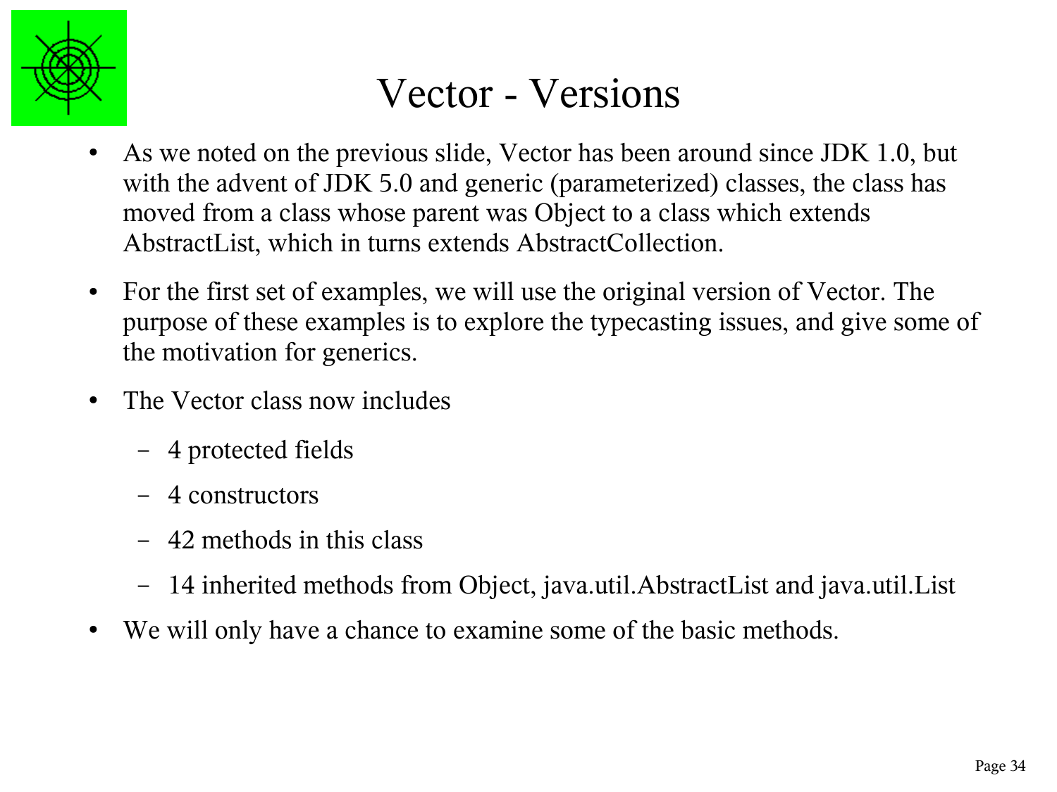# Vector - Versions

- As we noted on the previous slide, Vector has been around since JDK 1.0, but with the advent of JDK 5.0 and generic (parameterized) classes, the class has moved from a class whose parent was Object to a class which extends AbstractList, which in turns extends AbstractCollection.
- For the first set of examples, we will use the original version of Vector. The purpose of these examples is to explore the typecasting issues, and give some of the motivation for generics.
- The Vector class now includes
  - 4 protected fields
  - 4 constructors
  - 42 methods in this class
  - 14 inherited methods from Object, java.util.AbstractList and java.util.List
- We will only have a chance to examine some of the basic methods.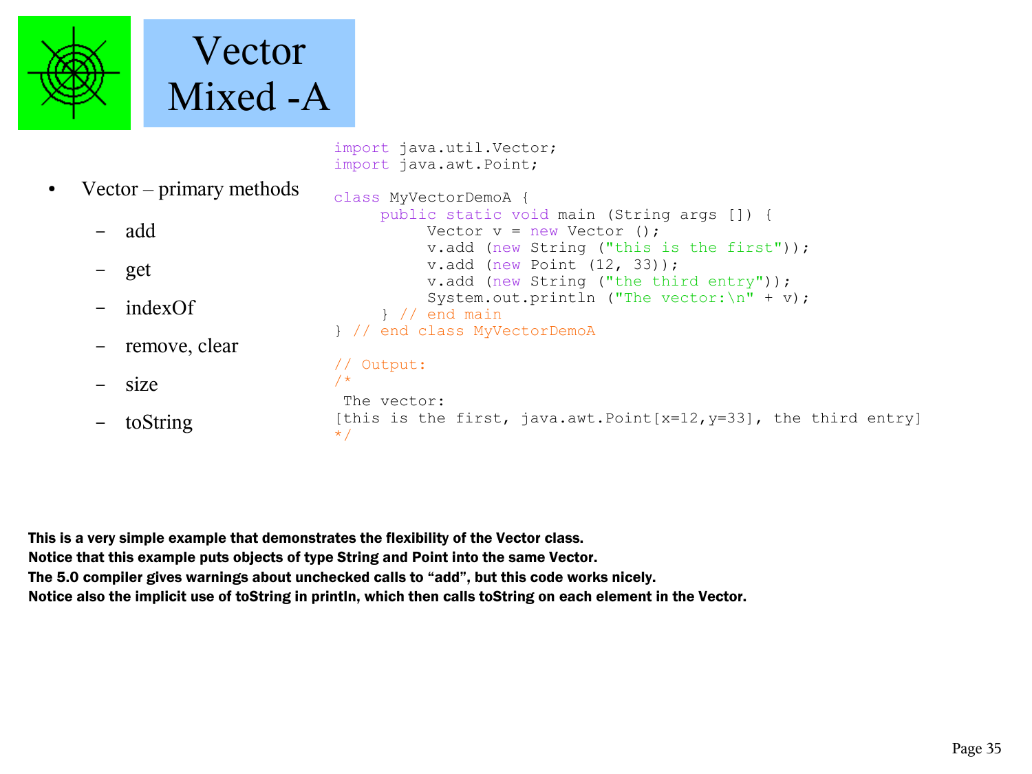# Vector Mixed -A

- Vector – primary methods
  - add
  - get
  - indexOf
  - remove, clear
  - size
  - toString

```
import java.util.Vector;
import java.awt.Point;

class MyVectorDemoA {
     public static void main (String args []) {
          Vector v = new Vector ();
          v.add (new String ("this is the first"));
          v.add (new Point (12, 33));
          v.add (new String ("the third entry"));
          System.out.println ("The vector:\n" + v);
     } // end main
} // end class MyVectorDemoA

// Output:
/*
 The vector:
[this is the first, java.awt.Point[x=12,y=33], the third entry]
*/
```

**This is a very simple example that demonstrates the flexibility of the Vector class.**
**Notice that this example puts objects of type String and Point into the same Vector.**
**The 5.0 compiler gives warnings about unchecked calls to "add", but this code works nicely.**
**Notice also the implicit use of toString in println, which then calls toString on each element in the Vector.**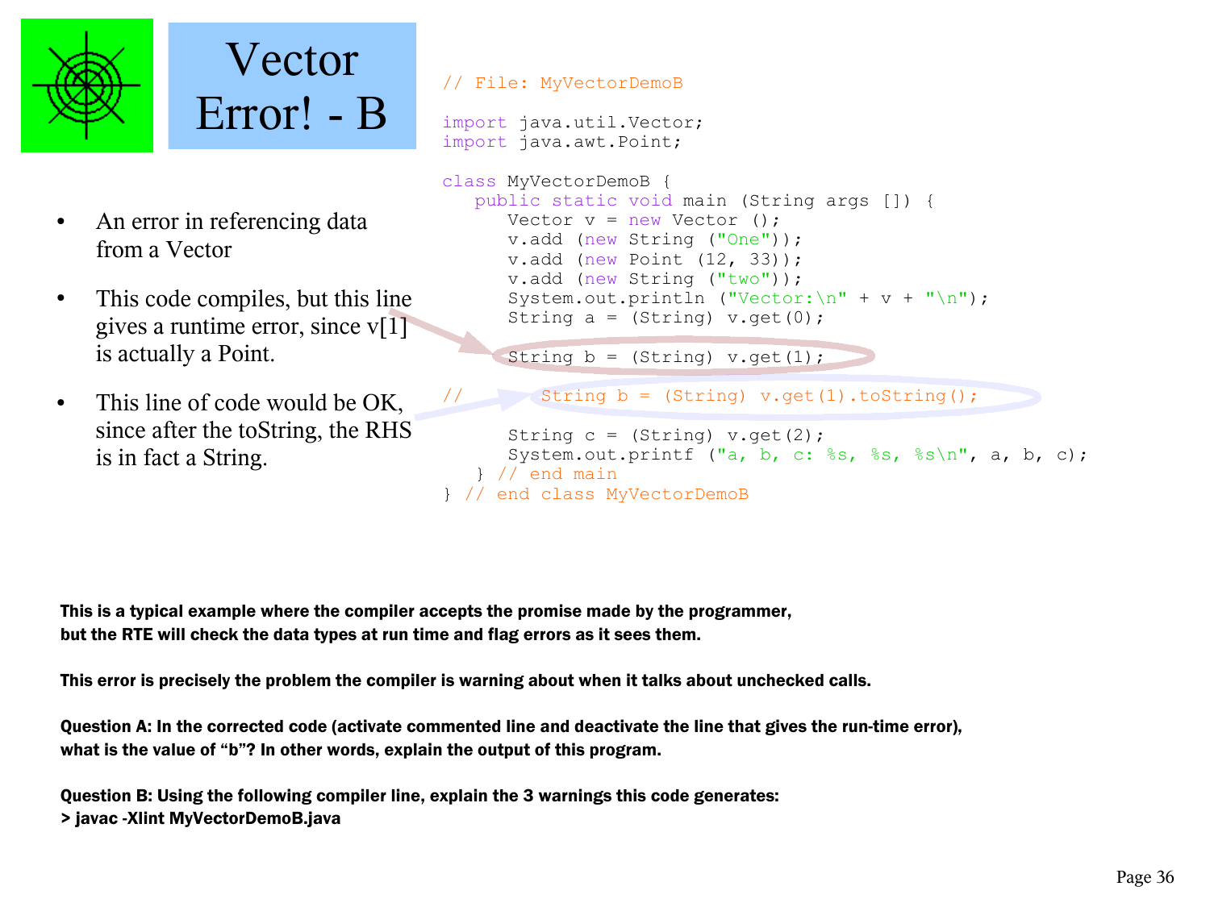# Vector Error! - B

- An error in referencing data from a Vector
- This code compiles, but this line gives a runtime error, since v[1] is actually a Point.
- This line of code would be OK, since after the toString, the RHS is in fact a String.

```java
// File: MyVectorDemoB

import java.util.Vector;
import java.awt.Point;

class MyVectorDemoB {
   public static void main (String args []) {
      Vector v = new Vector ();
      v.add (new String ("One"));
      v.add (new Point (12, 33));
      v.add (new String ("two"));
      System.out.println ("Vector:\n" + v + "\n");
      String a = (String) v.get(0);

      String b = (String) v.get(1);

//       String b = (String) v.get(1).toString();

      String c = (String) v.get(2);
      System.out.printf ("a, b, c: %s, %s, %s\n", a, b, c);
   } // end main
} // end class MyVectorDemoB
```

**This is a typical example where the compiler accepts the promise made by the programmer, but the RTE will check the data types at run time and flag errors as it sees them.**

**This error is precisely the problem the compiler is warning about when it talks about unchecked calls.**

**Question A: In the corrected code (activate commented line and deactivate the line that gives the run-time error), what is the value of "b"? In other words, explain the output of this program.**

**Question B: Using the following compiler line, explain the 3 warnings this code generates:**
**> javac -Xlint MyVectorDemoB.java**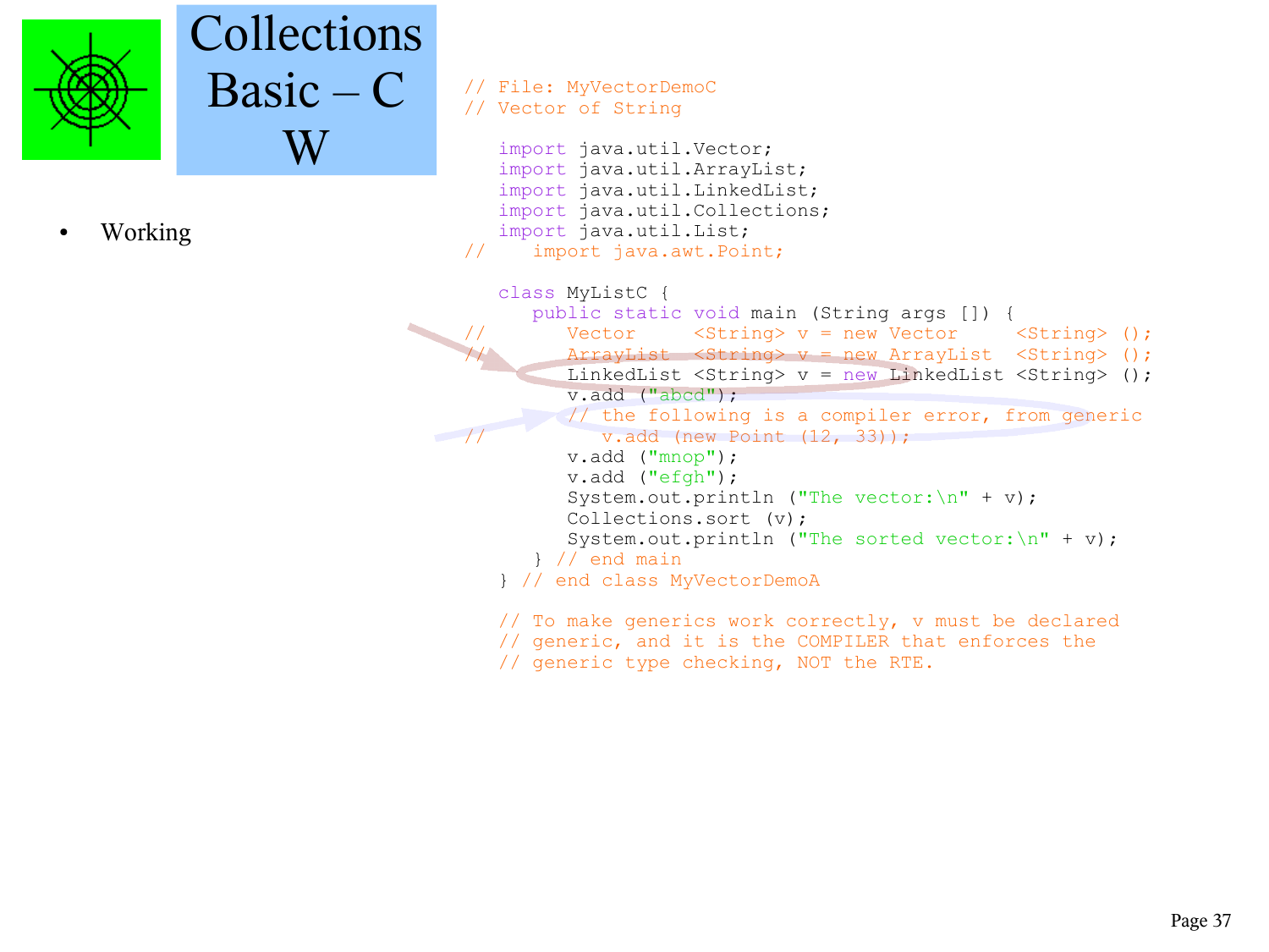# Collections Basic – C W

- Working

```java
// File: MyVectorDemoC
// Vector of String

   import java.util.Vector;
   import java.util.ArrayList;
   import java.util.LinkedList;
   import java.util.Collections;
   import java.util.List;
//    import java.awt.Point;

   class MyListC {
      public static void main (String args []) {
//       Vector     <String> v = new Vector     <String> ();
//       ArrayList  <String> v = new ArrayList  <String> ();
         LinkedList <String> v = new LinkedList <String> ();
         v.add ("abcd");
         // the following is a compiler error, from generic
//          v.add (new Point (12, 33));
         v.add ("mnop");
         v.add ("efgh");
         System.out.println ("The vector:\n" + v);
         Collections.sort (v);
         System.out.println ("The sorted vector:\n" + v);
      } // end main
   } // end class MyVectorDemoA

   // To make generics work correctly, v must be declared
   // generic, and it is the COMPILER that enforces the
   // generic type checking, NOT the RTE.
```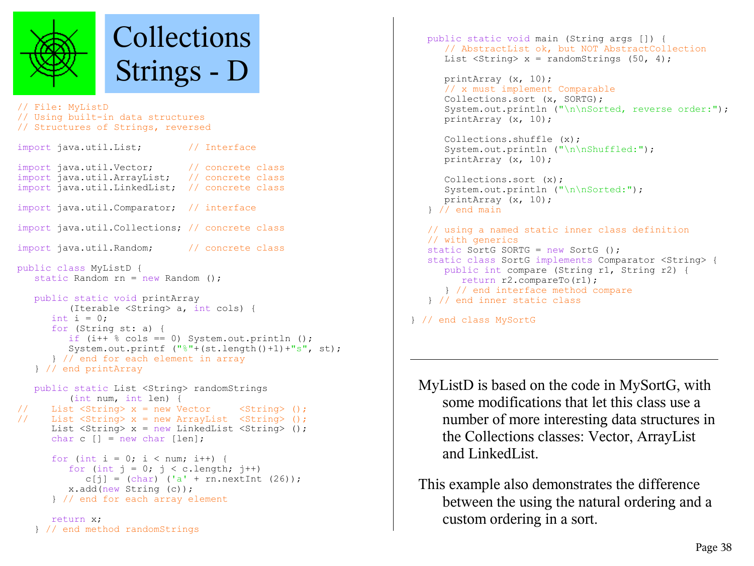# Collections Strings - D

```java
// File: MyListD
// Using built-in data structures
// Structures of Strings, reversed

import java.util.List;        // Interface

import java.util.Vector;      // concrete class
import java.util.ArrayList;   // concrete class
import java.util.LinkedList;  // concrete class

import java.util.Comparator;  // interface

import java.util.Collections; // concrete class

import java.util.Random;      // concrete class

public class MyListD {
   static Random rn = new Random ();

   public static void printArray
         (Iterable <String> a, int cols) {
      int i = 0;
      for (String st: a) {
         if (i++ % cols == 0) System.out.println ();
         System.out.printf ("%"+(st.length()+1)+"s", st);
      } // end for each element in array
   } // end printArray

   public static List <String> randomStrings
         (int num, int len) {
//    List <String> x = new Vector     <String> ();
//    List <String> x = new ArrayList  <String> ();
      List <String> x = new LinkedList <String> ();
      char c [] = new char [len];

      for (int i = 0; i < num; i++) {
         for (int j = 0; j < c.length; j++)
            c[j] = (char) ('a' + rn.nextInt (26));
         x.add(new String (c));
      } // end for each array element

      return x;
   } // end method randomStrings

   public static void main (String args []) {
      // AbstractList ok, but NOT AbstractCollection
      List <String> x = randomStrings (50, 4);

      printArray (x, 10);
      // x must implement Comparable
      Collections.sort (x, SORTG);
      System.out.println ("\n\nSorted, reverse order:");
      printArray (x, 10);

      Collections.shuffle (x);
      System.out.println ("\n\nShuffled:");
      printArray (x, 10);

      Collections.sort (x);
      System.out.println ("\n\nSorted:");
      printArray (x, 10);
   } // end main

   // using a named static inner class definition
   // with generics
   static SortG SORTG = new SortG ();
   static class SortG implements Comparator <String> {
      public int compare (String r1, String r2) {
         return r2.compareTo(r1);
      } // end interface method compare
   } // end inner static class

} // end class MySortG
```

---

MyListD is based on the code in MySortG, with some modifications that let this class use a number of more interesting data structures in the Collections classes: Vector, ArrayList and LinkedList.

This example also demonstrates the difference between the using the natural ordering and a custom ordering in a sort.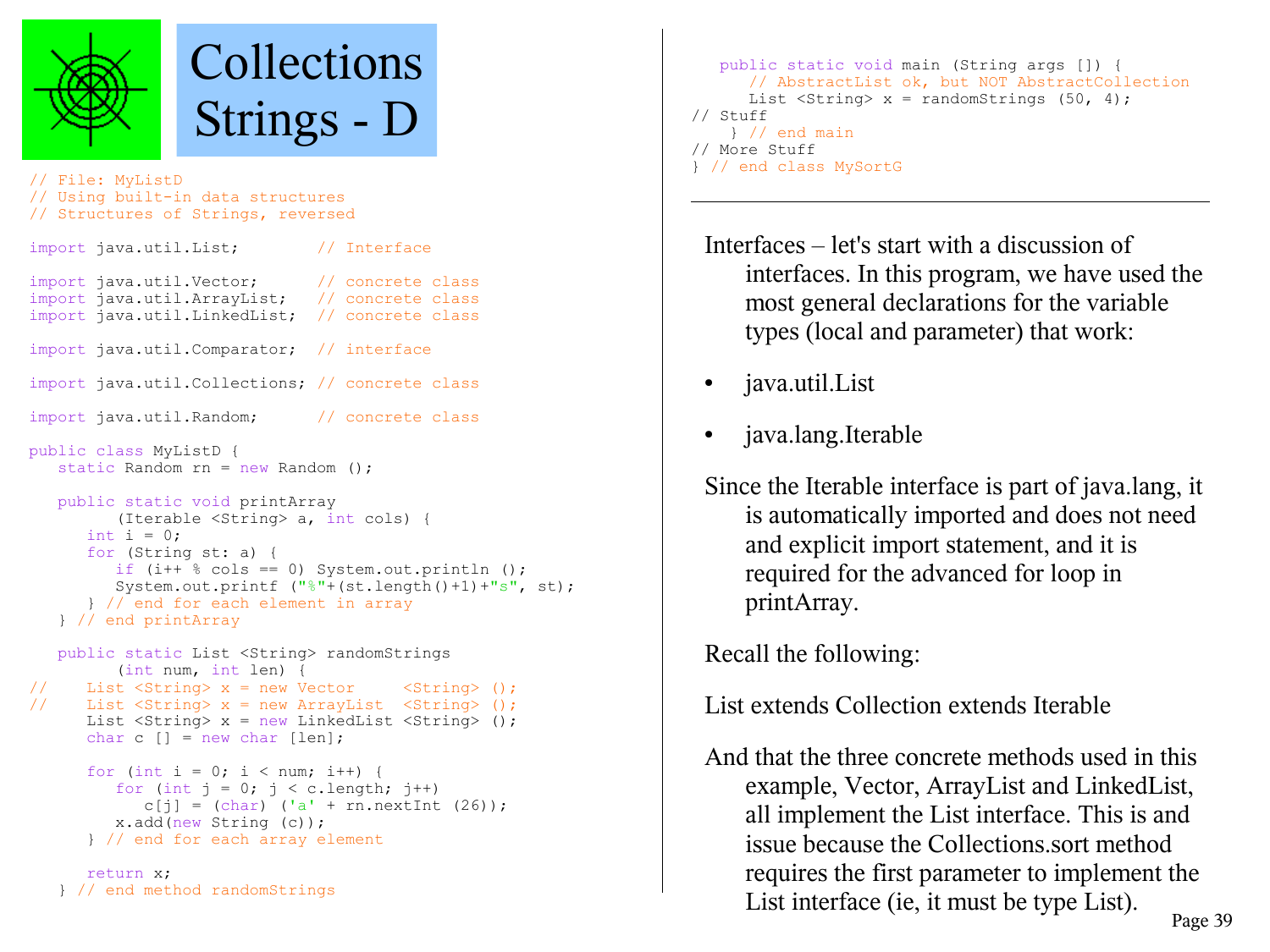# Collections Strings - D

```java
// File: MyListD
// Using built-in data structures
// Structures of Strings, reversed

import java.util.List;        // Interface

import java.util.Vector;      // concrete class
import java.util.ArrayList;   // concrete class
import java.util.LinkedList;  // concrete class

import java.util.Comparator;  // interface

import java.util.Collections; // concrete class

import java.util.Random;      // concrete class

public class MyListD {
   static Random rn = new Random ();

   public static void printArray
         (Iterable <String> a, int cols) {
      int i = 0;
      for (String st: a) {
         if (i++ % cols == 0) System.out.println ();
         System.out.printf ("%"+(st.length()+1)+"s", st);
      } // end for each element in array
   } // end printArray

   public static List <String> randomStrings
         (int num, int len) {
//    List <String> x = new Vector     <String> ();
//    List <String> x = new ArrayList  <String> ();
      List <String> x = new LinkedList <String> ();
      char c [] = new char [len];

      for (int i = 0; i < num; i++) {
         for (int j = 0; j < c.length; j++)
            c[j] = (char) ('a' + rn.nextInt (26));
         x.add(new String (c));
      } // end for each array element

      return x;
   } // end method randomStrings

   public static void main (String args []) {
      // AbstractList ok, but NOT AbstractCollection
      List <String> x = randomStrings (50, 4);
// Stuff
    } // end main
// More Stuff
} // end class MySortG
```

Interfaces – let's start with a discussion of interfaces. In this program, we have used the most general declarations for the variable types (local and parameter) that work:

- java.util.List
- java.lang.Iterable

Since the Iterable interface is part of java.lang, it is automatically imported and does not need and explicit import statement, and it is required for the advanced for loop in printArray.

Recall the following:

List extends Collection extends Iterable

And that the three concrete methods used in this example, Vector, ArrayList and LinkedList, all implement the List interface. This is and issue because the Collections.sort method requires the first parameter to implement the List interface (ie, it must be type List).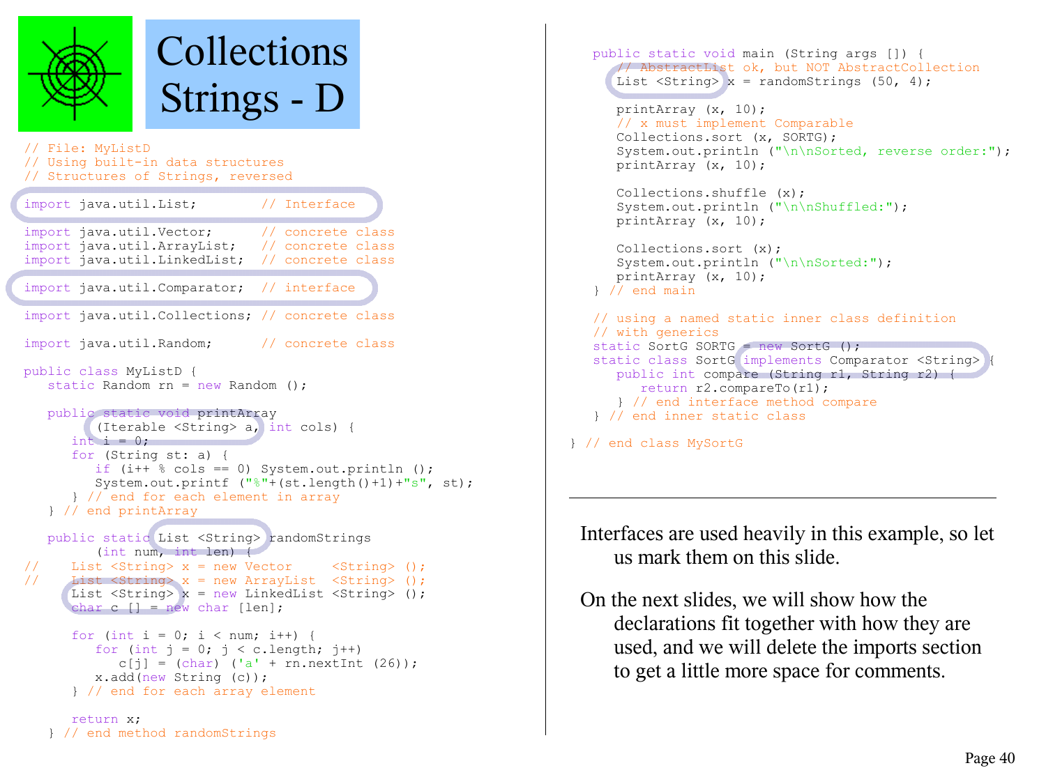# Collections Strings - D

```java
// File: MyListD
// Using built-in data structures
// Structures of Strings, reversed

import java.util.List;        // Interface

import java.util.Vector;      // concrete class
import java.util.ArrayList;   // concrete class
import java.util.LinkedList;  // concrete class

import java.util.Comparator;  // interface

import java.util.Collections; // concrete class

import java.util.Random;      // concrete class

public class MyListD {
   static Random rn = new Random ();

   public static void printArray
         (Iterable <String> a, int cols) {
      int i = 0;
      for (String st: a) {
         if (i++ % cols == 0) System.out.println ();
         System.out.printf ("%"+(st.length()+1)+"s", st);
      } // end for each element in array
   } // end printArray

   public static List <String> randomStrings
         (int num, int len) {
//    List <String> x = new Vector     <String> ();
//    List <String> x = new ArrayList  <String> ();
      List <String> x = new LinkedList <String> ();
      char c [] = new char [len];

      for (int i = 0; i < num; i++) {
         for (int j = 0; j < c.length; j++)
            c[j] = (char) ('a' + rn.nextInt (26));
         x.add(new String (c));
      } // end for each array element

      return x;
   } // end method randomStrings

   public static void main (String args []) {
      // AbstractList ok, but NOT AbstractCollection
      List <String> x = randomStrings (50, 4);

      printArray (x, 10);
      // x must implement Comparable
      Collections.sort (x, SORTG);
      System.out.println ("\n\nSorted, reverse order:");
      printArray (x, 10);

      Collections.shuffle (x);
      System.out.println ("\n\nShuffled:");
      printArray (x, 10);

      Collections.sort (x);
      System.out.println ("\n\nSorted:");
      printArray (x, 10);
   } // end main

   // using a named static inner class definition
   // with generics
   static SortG SORTG = new SortG ();
   static class SortG implements Comparator <String> {
      public int compare (String r1, String r2) {
         return r2.compareTo(r1);
      } // end interface method compare
   } // end inner static class

} // end class MySortG
```

---

Interfaces are used heavily in this example, so let us mark them on this slide.

On the next slides, we will show how the declarations fit together with how they are used, and we will delete the imports section to get a little more space for comments.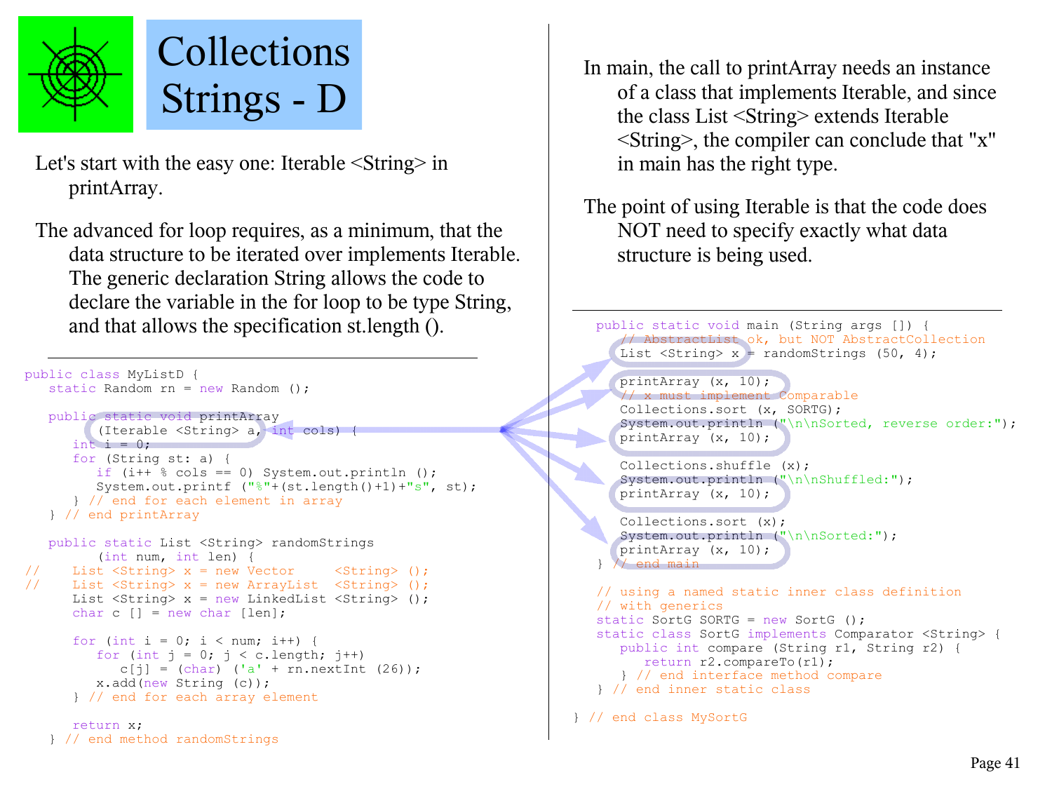# Collections Strings - D

Let's start with the easy one: Iterable <String> in printArray.

The advanced for loop requires, as a minimum, that the data structure to be iterated over implements Iterable. The generic declaration String allows the code to declare the variable in the for loop to be type String, and that allows the specification st.length ().

```java
public class MyListD {
   static Random rn = new Random ();

   public static void printArray
        (Iterable <String> a, int cols) {
      int i = 0;
      for (String st: a) {
         if (i++ % cols == 0) System.out.println ();
         System.out.printf ("%"+(st.length()+1)+"s", st);
      } // end for each element in array
   } // end printArray

   public static List <String> randomStrings
        (int num, int len) {
//    List <String> x = new Vector     <String> ();
//    List <String> x = new ArrayList  <String> ();
      List <String> x = new LinkedList <String> ();
      char c [] = new char [len];

      for (int i = 0; i < num; i++) {
         for (int j = 0; j < c.length; j++)
            c[j] = (char) ('a' + rn.nextInt (26));
         x.add(new String (c));
      } // end for each array element

      return x;
   } // end method randomStrings
```

In main, the call to printArray needs an instance of a class that implements Iterable, and since the class List <String> extends Iterable <String>, the compiler can conclude that "x" in main has the right type.

The point of using Iterable is that the code does NOT need to specify exactly what data structure is being used.

```java
   public static void main (String args []) {
      // AbstractList ok, but NOT AbstractCollection
      List <String> x = randomStrings (50, 4);

      printArray (x, 10);
      // x must implement Comparable
      Collections.sort (x, SORTG);
      System.out.println ("\n\nSorted, reverse order:");
      printArray (x, 10);

      Collections.shuffle (x);
      System.out.println ("\n\nShuffled:");
      printArray (x, 10);

      Collections.sort (x);
      System.out.println ("\n\nSorted:");
      printArray (x, 10);
   } // end main

   // using a named static inner class definition
   // with generics
   static SortG SORTG = new SortG ();
   static class SortG implements Comparator <String> {
      public int compare (String r1, String r2) {
         return r2.compareTo(r1);
      } // end interface method compare
   } // end inner static class

} // end class MySortG
```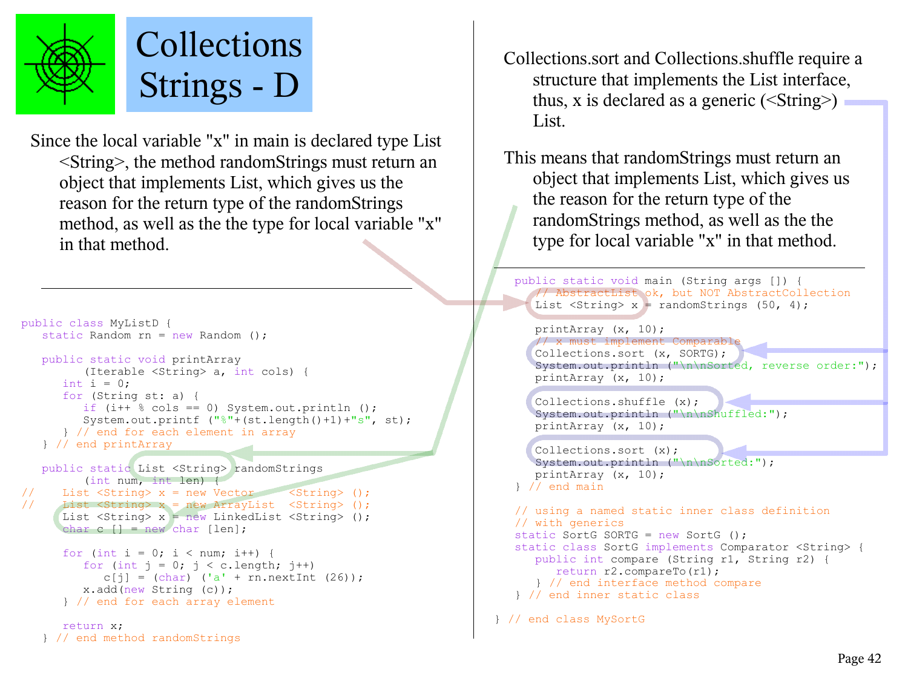# Collections Strings - D

Since the local variable "x" in main is declared type List <String>, the method randomStrings must return an object that implements List, which gives us the reason for the return type of the randomStrings method, as well as the the type for local variable "x" in that method.

---

```java
public class MyListD {
   static Random rn = new Random ();

   public static void printArray
         (Iterable <String> a, int cols) {
      int i = 0;
      for (String st: a) {
         if (i++ % cols == 0) System.out.println ();
         System.out.printf ("%"+(st.length()+1)+"s", st);
      } // end for each element in array
   } // end printArray

   public static List <String> randomStrings
         (int num, int len) {
//    List <String> x = new Vector     <String> ();
//    List <String> x = new ArrayList  <String> ();
      List <String> x = new LinkedList <String> ();
      char c [] = new char [len];

      for (int i = 0; i < num; i++) {
         for (int j = 0; j < c.length; j++)
            c[j] = (char) ('a' + rn.nextInt (26));
         x.add(new String (c));
      } // end for each array element

      return x;
   } // end method randomStrings
```

Collections.sort and Collections.shuffle require a structure that implements the List interface, thus, x is declared as a generic (<String>) List.

This means that randomStrings must return an object that implements List, which gives us the reason for the return type of the randomStrings method, as well as the the type for local variable "x" in that method.

---

```java
   public static void main (String args []) {
      // AbstractList ok, but NOT AbstractCollection
      List <String> x = randomStrings (50, 4);

      printArray (x, 10);
      // x must implement Comparable
      Collections.sort (x, SORTG);
      System.out.println ("\n\nSorted, reverse order:");
      printArray (x, 10);

      Collections.shuffle (x);
      System.out.println ("\n\nShuffled:");
      printArray (x, 10);

      Collections.sort (x);
      System.out.println ("\n\nSorted:");
      printArray (x, 10);
   } // end main

   // using a named static inner class definition
   // with generics
   static SortG SORTG = new SortG ();
   static class SortG implements Comparator <String> {
      public int compare (String r1, String r2) {
         return r2.compareTo(r1);
      } // end interface method compare
   } // end inner static class

} // end class MySortG
```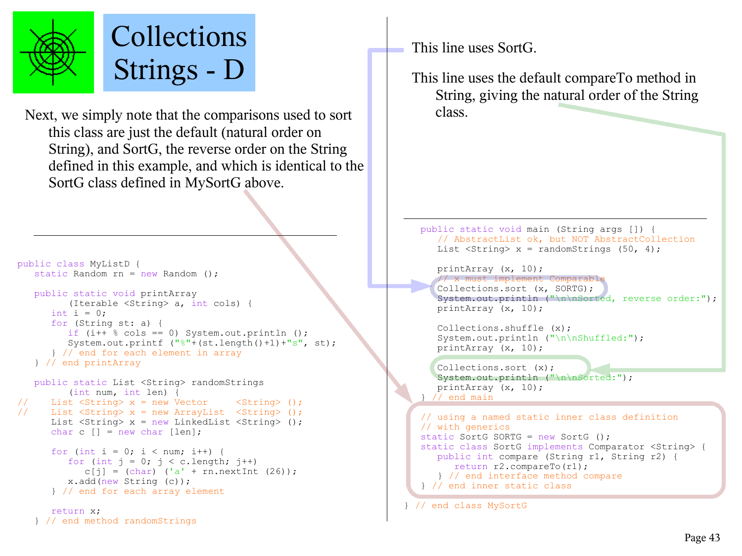# Collections Strings - D

Next, we simply note that the comparisons used to sort this class are just the default (natural order on String), and SortG, the reverse order on the String defined in this example, and which is identical to the SortG class defined in MySortG above.

```java
public class MyListD {
   static Random rn = new Random ();

   public static void printArray
         (Iterable <String> a, int cols) {
      int i = 0;
      for (String st: a) {
         if (i++ % cols == 0) System.out.println ();
         System.out.printf ("%"+(st.length()+1)+"s", st);
      } // end for each element in array
   } // end printArray

   public static List <String> randomStrings
         (int num, int len) {
//    List <String> x = new Vector     <String> ();
//    List <String> x = new ArrayList  <String> ();
      List <String> x = new LinkedList <String> ();
      char c [] = new char [len];

      for (int i = 0; i < num; i++) {
         for (int j = 0; j < c.length; j++)
            c[j] = (char) ('a' + rn.nextInt (26));
         x.add(new String (c));
      } // end for each array element

      return x;
   } // end method randomStrings
```

This line uses SortG.

This line uses the default compareTo method in String, giving the natural order of the String class.

```java
   public static void main (String args []) {
      // AbstractList ok, but NOT AbstractCollection
      List <String> x = randomStrings (50, 4);

      printArray (x, 10);
      // x must implement Comparable
      Collections.sort (x, SORTG);
      System.out.println ("\n\nSorted, reverse order:");
      printArray (x, 10);

      Collections.shuffle (x);
      System.out.println ("\n\nShuffled:");
      printArray (x, 10);

      Collections.sort (x);
      System.out.println ("\n\nSorted:");
      printArray (x, 10);
   } // end main

   // using a named static inner class definition
   // with generics
   static SortG SORTG = new SortG ();
   static class SortG implements Comparator <String> {
      public int compare (String r1, String r2) {
         return r2.compareTo(r1);
      } // end interface method compare
   } // end inner static class

} // end class MySortG
```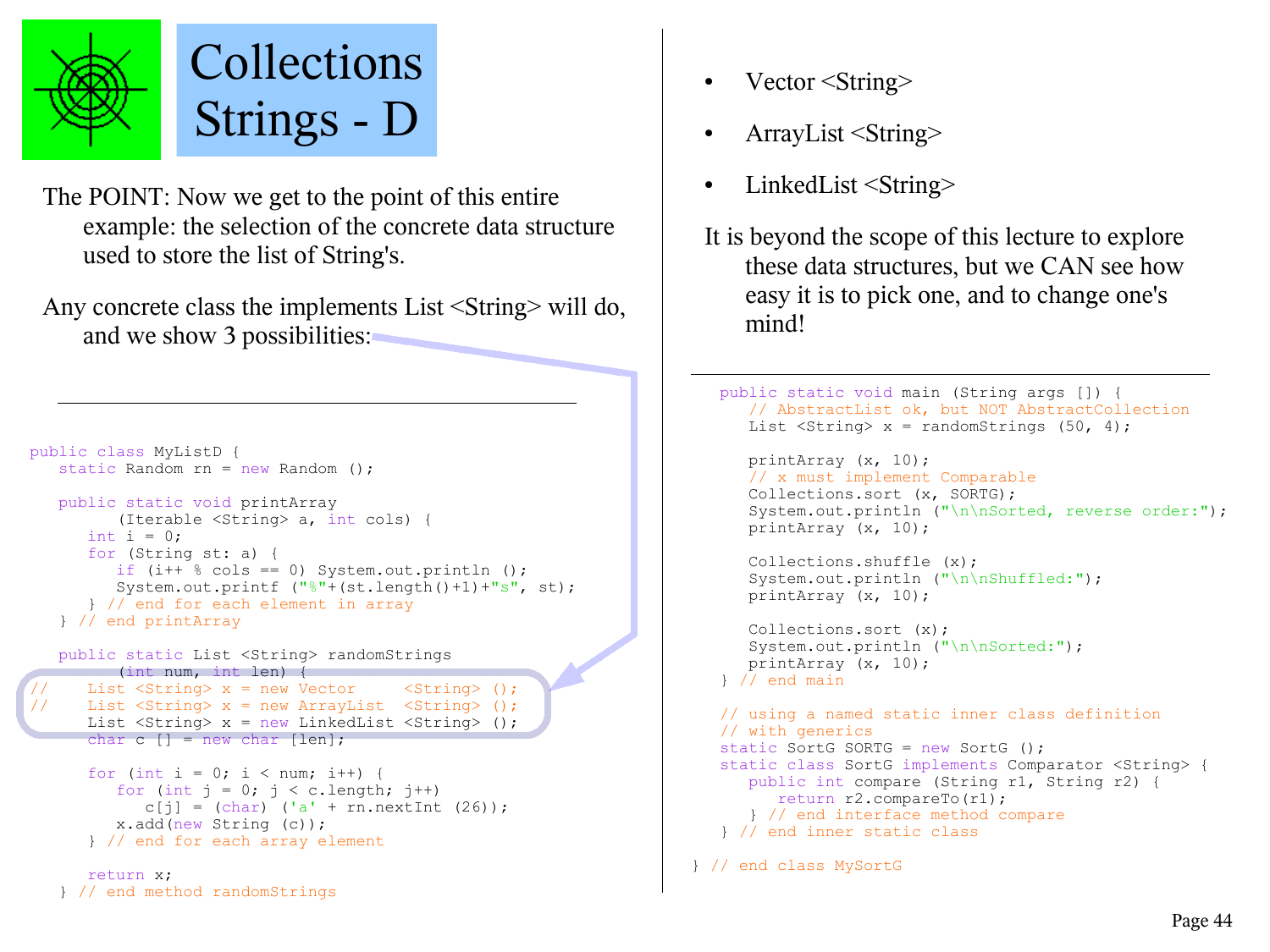# Collections Strings - D

The POINT: Now we get to the point of this entire example: the selection of the concrete data structure used to store the list of String's.

Any concrete class the implements List <String> will do, and we show 3 possibilities:

- Vector <String>
- ArrayList <String>
- LinkedList <String>

It is beyond the scope of this lecture to explore these data structures, but we CAN see how easy it is to pick one, and to change one's mind!

```java
public class MyListD {
   static Random rn = new Random ();

   public static void printArray
         (Iterable <String> a, int cols) {
      int i = 0;
      for (String st: a) {
         if (i++ % cols == 0) System.out.println ();
         System.out.printf ("%"+(st.length()+1)+"s", st);
      } // end for each element in array
   } // end printArray

   public static List <String> randomStrings
         (int num, int len) {
//    List <String> x = new Vector     <String> ();
//    List <String> x = new ArrayList  <String> ();
      List <String> x = new LinkedList <String> ();
      char c [] = new char [len];

      for (int i = 0; i < num; i++) {
         for (int j = 0; j < c.length; j++)
            c[j] = (char) ('a' + rn.nextInt (26));
         x.add(new String (c));
      } // end for each array element

      return x;
   } // end method randomStrings

   public static void main (String args []) {
      // AbstractList ok, but NOT AbstractCollection
      List <String> x = randomStrings (50, 4);

      printArray (x, 10);
      // x must implement Comparable
      Collections.sort (x, SORTG);
      System.out.println ("\n\nSorted, reverse order:");
      printArray (x, 10);

      Collections.shuffle (x);
      System.out.println ("\n\nShuffled:");
      printArray (x, 10);

      Collections.sort (x);
      System.out.println ("\n\nSorted:");
      printArray (x, 10);
   } // end main

   // using a named static inner class definition
   // with generics
   static SortG SORTG = new SortG ();
   static class SortG implements Comparator <String> {
      public int compare (String r1, String r2) {
         return r2.compareTo(r1);
      } // end interface method compare
   } // end inner static class

} // end class MySortG
```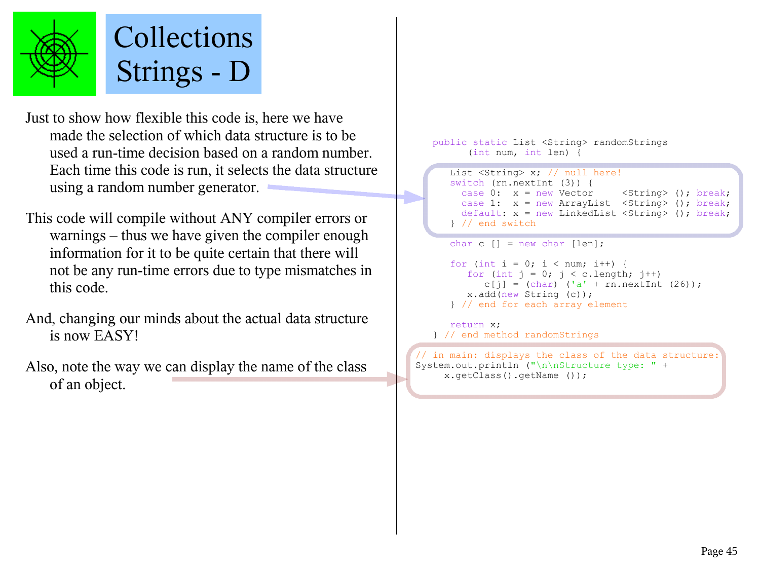# Collections Strings - D

Just to show how flexible this code is, here we have made the selection of which data structure is to be used a run-time decision based on a random number. Each time this code is run, it selects the data structure using a random number generator.

This code will compile without ANY compiler errors or warnings – thus we have given the compiler enough information for it to be quite certain that there will not be any run-time errors due to type mismatches in this code.

And, changing our minds about the actual data structure is now EASY!

Also, note the way we can display the name of the class of an object.

```java
public static List <String> randomStrings
      (int num, int len) {

   List <String> x; // null here!
   switch (rn.nextInt (3)) {
     case 0:  x = new Vector     <String> (); break;
     case 1:  x = new ArrayList  <String> (); break;
     default: x = new LinkedList <String> (); break;
   } // end switch

   char c [] = new char [len];

   for (int i = 0; i < num; i++) {
      for (int j = 0; j < c.length; j++)
         c[j] = (char) ('a' + rn.nextInt (26));
      x.add(new String (c));
   } // end for each array element

   return x;
} // end method randomStrings
```

```java
// in main: displays the class of the data structure:
System.out.println ("\n\nStructure type: " +
     x.getClass().getName ());
```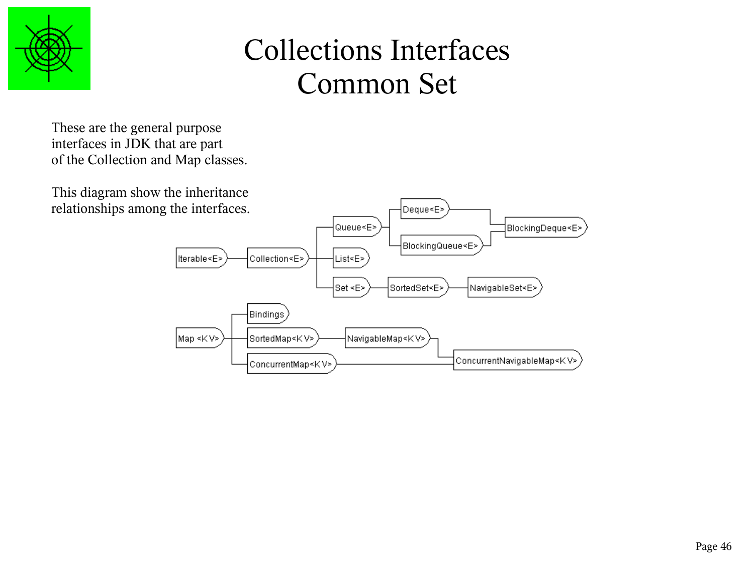# Collections Interfaces
# Common Set

These are the general purpose interfaces in JDK that are part of the Collection and Map classes.

This diagram show the inheritance relationships among the interfaces.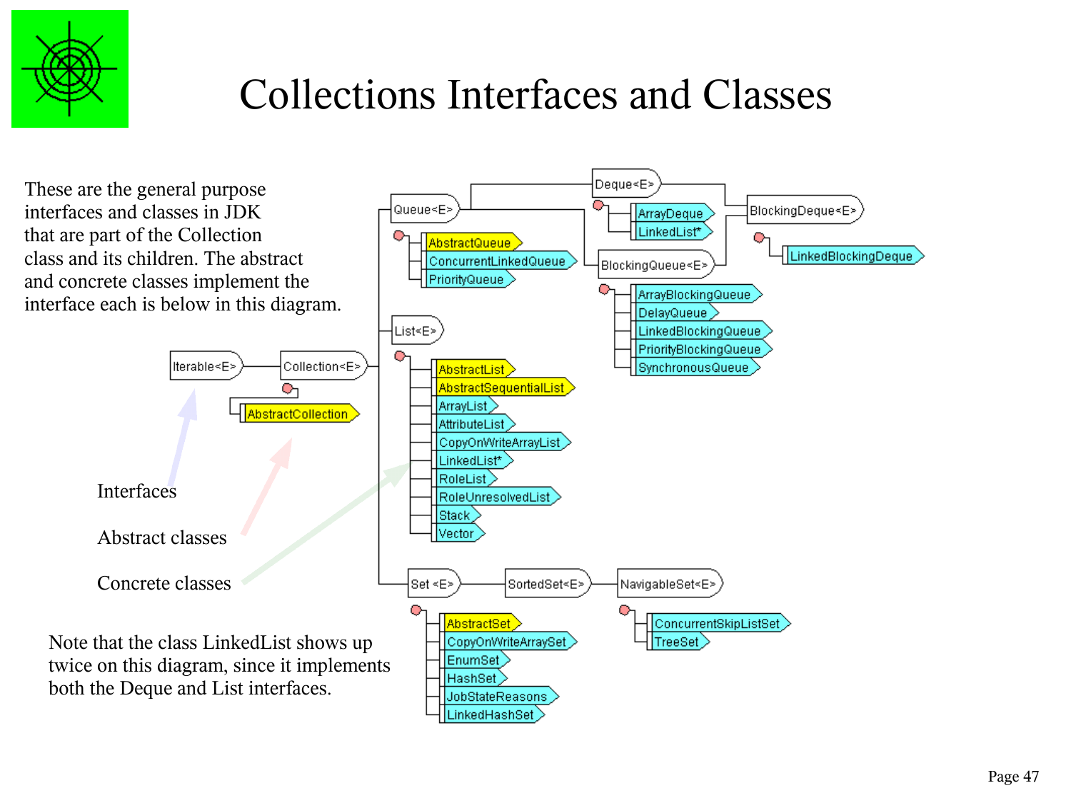# Collections Interfaces and Classes

These are the general purpose interfaces and classes in JDK that are part of the Collection class and its children. The abstract and concrete classes implement the interface each is below in this diagram.

Interfaces

Abstract classes

Concrete classes

Iterable<E>
Collection<E>
AbstractCollection

Queue<E>
AbstractQueue
ConcurrentLinkedQueue
PriorityQueue

Deque<E>
ArrayDeque
LinkedList*

BlockingQueue<E>
ArrayBlockingQueue
DelayQueue
LinkedBlockingQueue
PriorityBlockingQueue
SynchronousQueue

BlockingDeque<E>
LinkedBlockingDeque

List<E>
AbstractList
AbstractSequentialList
ArrayList
AttributeList
CopyOnWriteArrayList
LinkedList*
RoleList
RoleUnresolvedList
Stack
Vector

Set <E>
AbstractSet
CopyOnWriteArraySet
EnumSet
HashSet
JobStateReasons
LinkedHashSet

SortedSet<E>

NavigableSet<E>
ConcurrentSkipListSet
TreeSet

Note that the class LinkedList shows up twice on this diagram, since it implements both the Deque and List interfaces.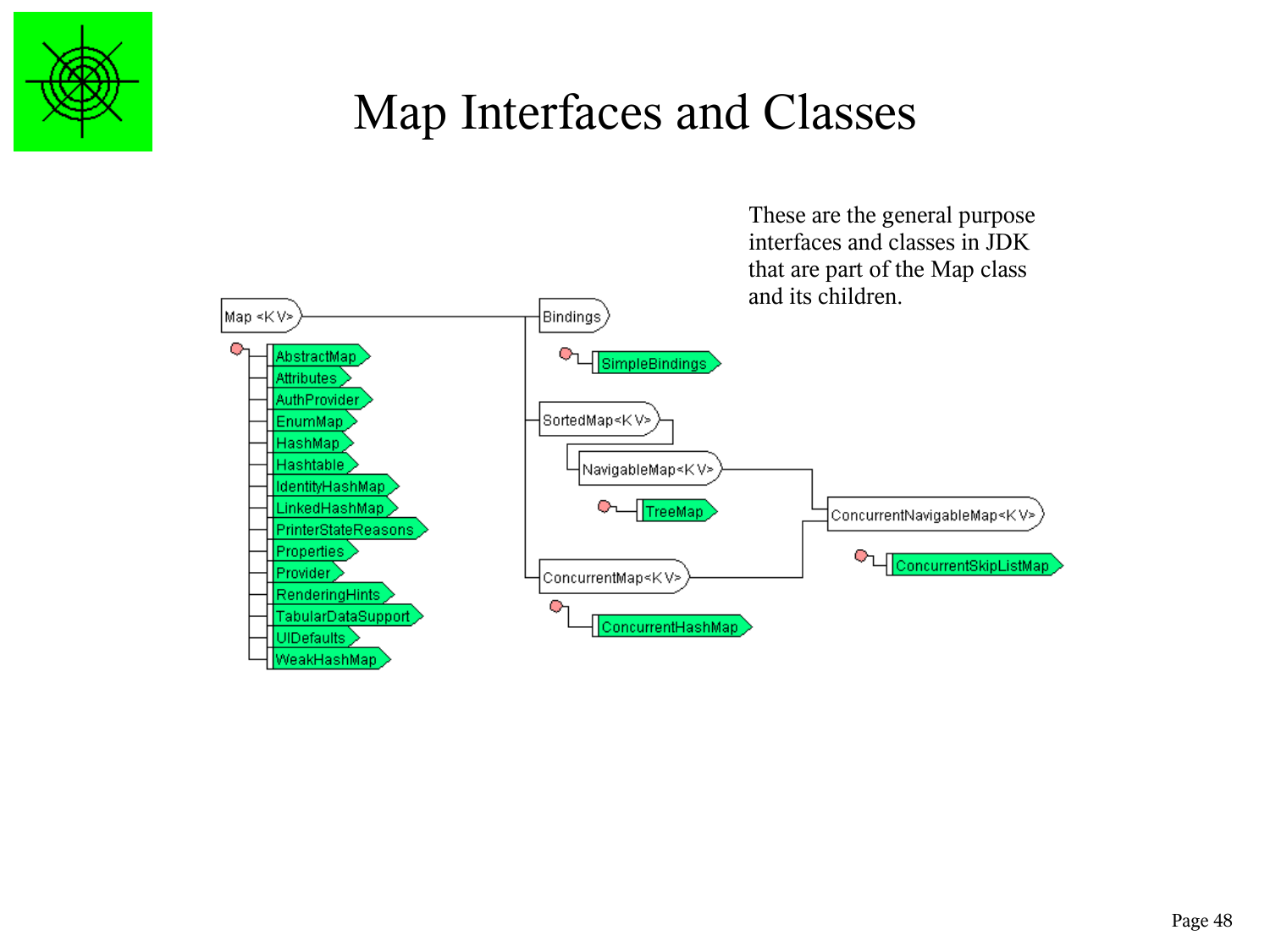# Map Interfaces and Classes

These are the general purpose interfaces and classes in JDK that are part of the Map class and its children.

- Map <K V>
  - AbstractMap
  - Attributes
  - AuthProvider
  - EnumMap
  - HashMap
  - Hashtable
  - IdentityHashMap
  - LinkedHashMap
  - PrinterStateReasons
  - Properties
  - Provider
  - RenderingHints
  - TabularDataSupport
  - UIDefaults
  - WeakHashMap
  - Bindings
    - SimpleBindings
  - SortedMap<K V>
    - NavigableMap<K V>
      - TreeMap
      - ConcurrentNavigableMap<K V>
        - ConcurrentSkipListMap
  - ConcurrentMap<K V>
    - ConcurrentHashMap
    - ConcurrentNavigableMap<K V>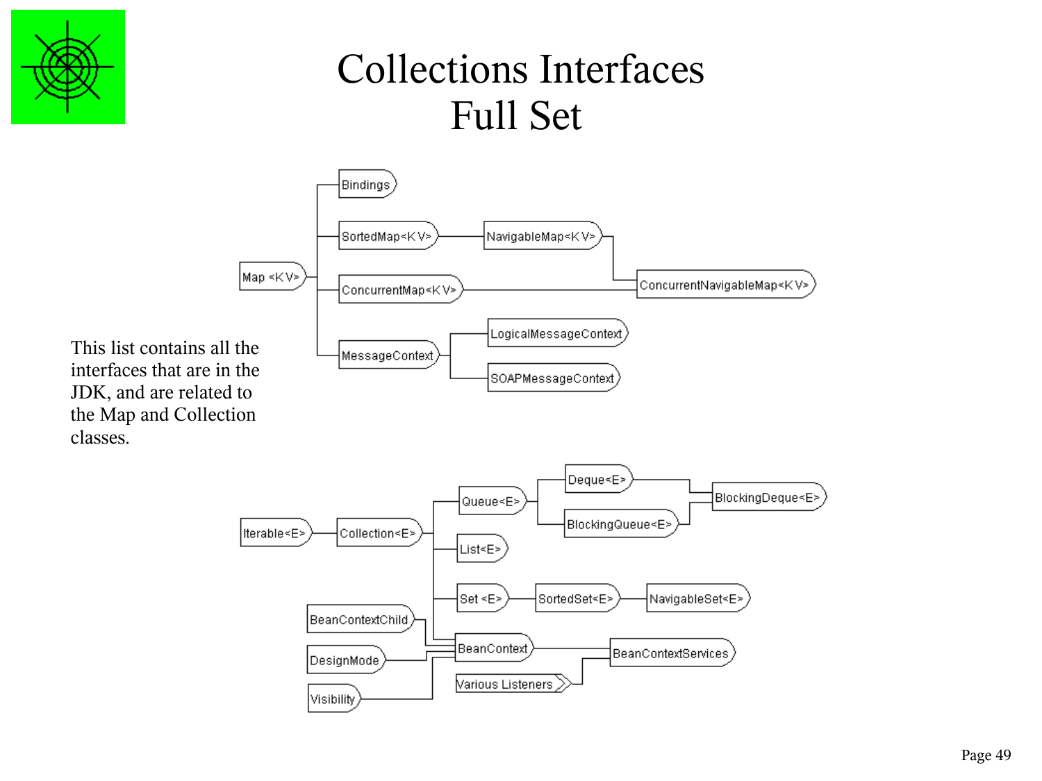# Collections Interfaces Full Set

This list contains all the interfaces that are in the JDK, and are related to the Map and Collection classes.

Bindings

SortedMap<K V>

NavigableMap<K V>

Map <K V>

ConcurrentMap<K V>

ConcurrentNavigableMap<K V>

LogicalMessageContext

MessageContext

SOAPMessageContext

Deque<E>

Queue<E>

BlockingDeque<E>

Iterable<E>

Collection<E>

BlockingQueue<E>

List<E>

Set <E>

SortedSet<E>

NavigableSet<E>

BeanContextChild

BeanContext

BeanContextServices

DesignMode

Various Listeners

Visibility